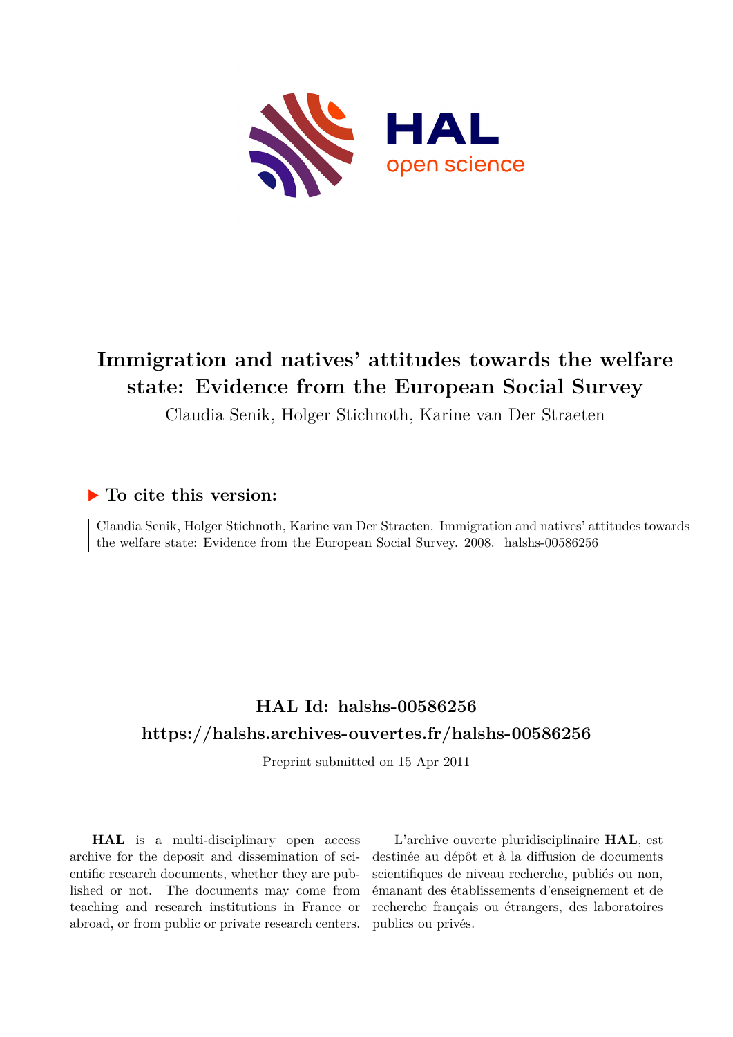# Immigration and natives' attitudes towards the welfare state: Evidence from the European Social Survey

Claudia Senik, Holger Stichnoth, Karine van Der Straeten

## ▶ To cite this version:

Claudia Senik, Holger Stichnoth, Karine van Der Straeten. Immigration and natives' attitudes towards the welfare state: Evidence from the European Social Survey. 2008. halshs-00586256

## HAL Id: halshs-00586256

## https://halshs.archives-ouvertes.fr/halshs-00586256

Preprint submitted on 15 Apr 2011

**HAL** is a multi-disciplinary open access archive for the deposit and dissemination of scientific research documents, whether they are published or not. The documents may come from teaching and research institutions in France or abroad, or from public or private research centers.

L'archive ouverte pluridisciplinaire **HAL**, est destinée au dépôt et à la diffusion de documents scientifiques de niveau recherche, publiés ou non, émanant des établissements d'enseignement et de recherche français ou étrangers, des laboratoires publics ou privés.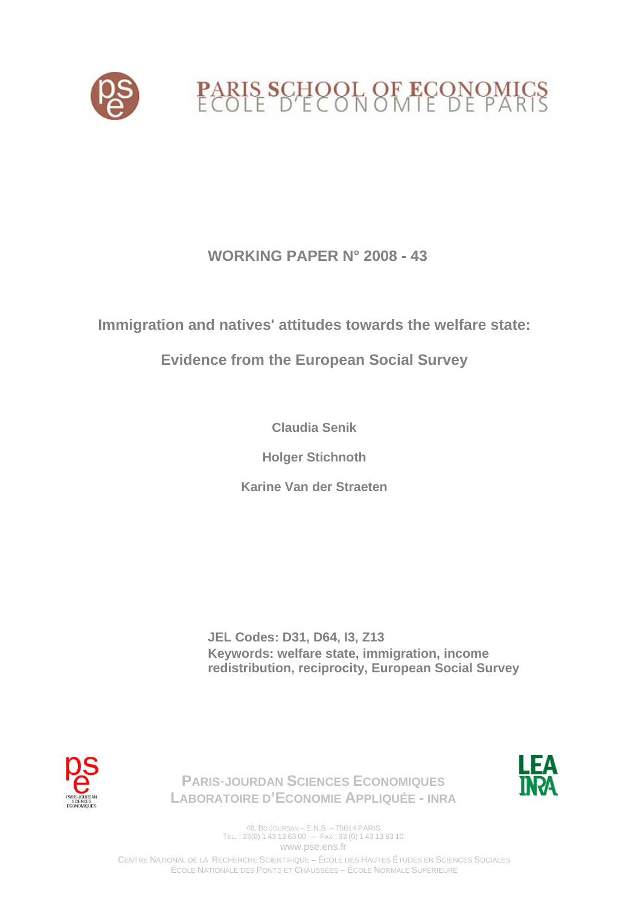# PARIS SCHOOL OF ECONOMICS
# ECOLE D'ECONOMIE DE PARIS

## WORKING PAPER N° 2008 - 43

## Immigration and natives' attitudes towards the welfare state:

## Evidence from the European Social Survey

**Claudia Senik**

**Holger Stichnoth**

**Karine Van der Straeten**

**JEL Codes: D31, D64, I3, Z13**
**Keywords: welfare state, immigration, income redistribution, reciprocity, European Social Survey**

PARIS-JOURDAN SCIENCES ECONOMIQUES
LABORATOIRE D'ECONOMIE APPLIQUÉE - INRA

48, BD JOURDAN – E.N.S. – 75014 PARIS
TÉL. : 33(0) 1 43 13 63 00 – FAX : 33 (0) 1 43 13 63 10
www.pse.ens.fr

CENTRE NATIONAL DE LA RECHERCHE SCIENTIFIQUE – ÉCOLE DES HAUTES ÉTUDES EN SCIENCES SOCIALES
ÉCOLE NATIONALE DES PONTS ET CHAUSSÉES – ÉCOLE NORMALE SUPÉRIEURE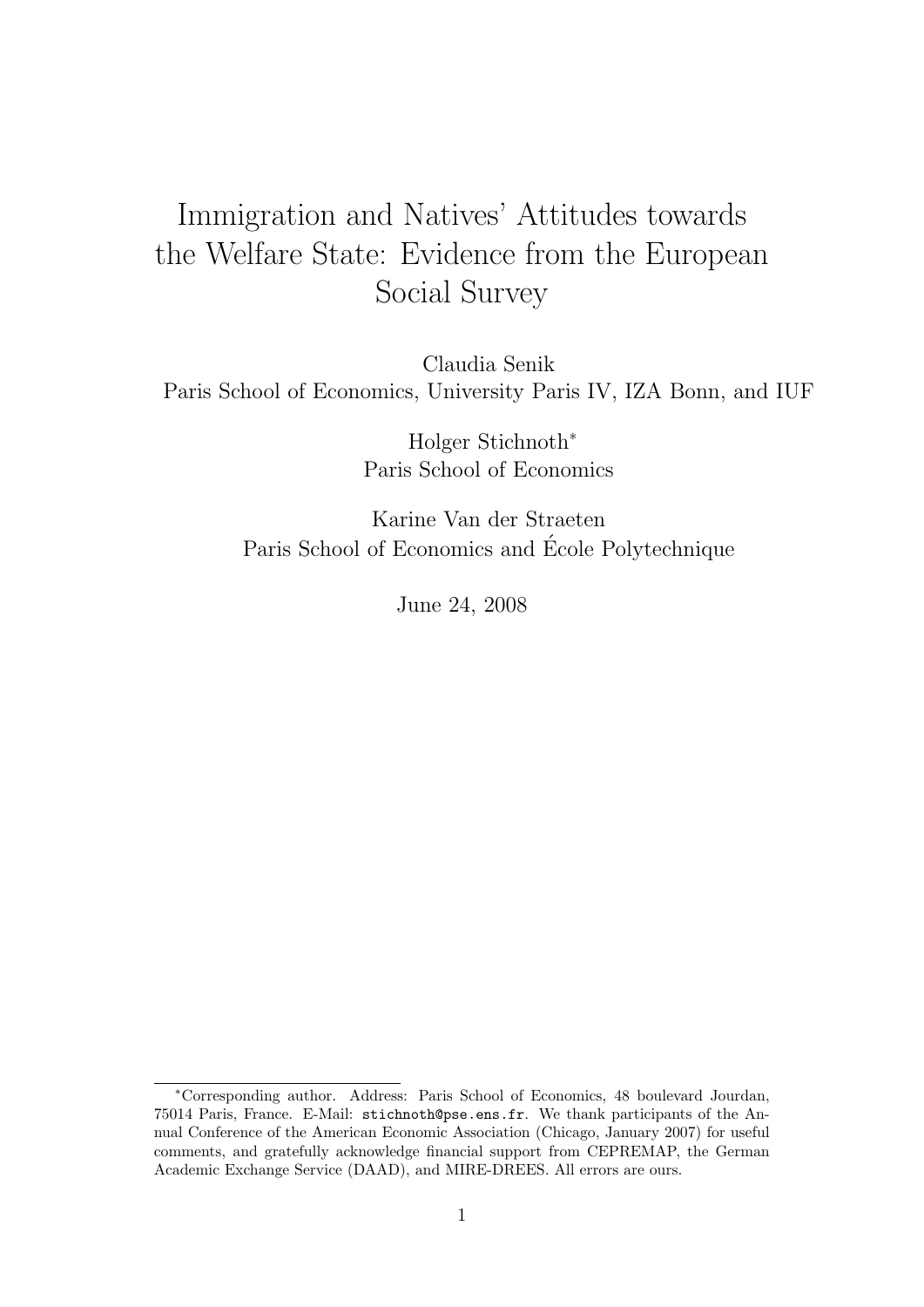# Immigration and Natives' Attitudes towards the Welfare State: Evidence from the European Social Survey

Claudia Senik
Paris School of Economics, University Paris IV, IZA Bonn, and IUF

Holger Stichnoth[*]
Paris School of Economics

Karine Van der Straeten
Paris School of Economics and École Polytechnique

June 24, 2008

---

[*]Corresponding author. Address: Paris School of Economics, 48 boulevard Jourdan, 75014 Paris, France. E-Mail: stichnoth@pse.ens.fr. We thank participants of the Annual Conference of the American Economic Association (Chicago, January 2007) for useful comments, and gratefully acknowledge financial support from CEPREMAP, the German Academic Exchange Service (DAAD), and MIRE-DREES. All errors are ours.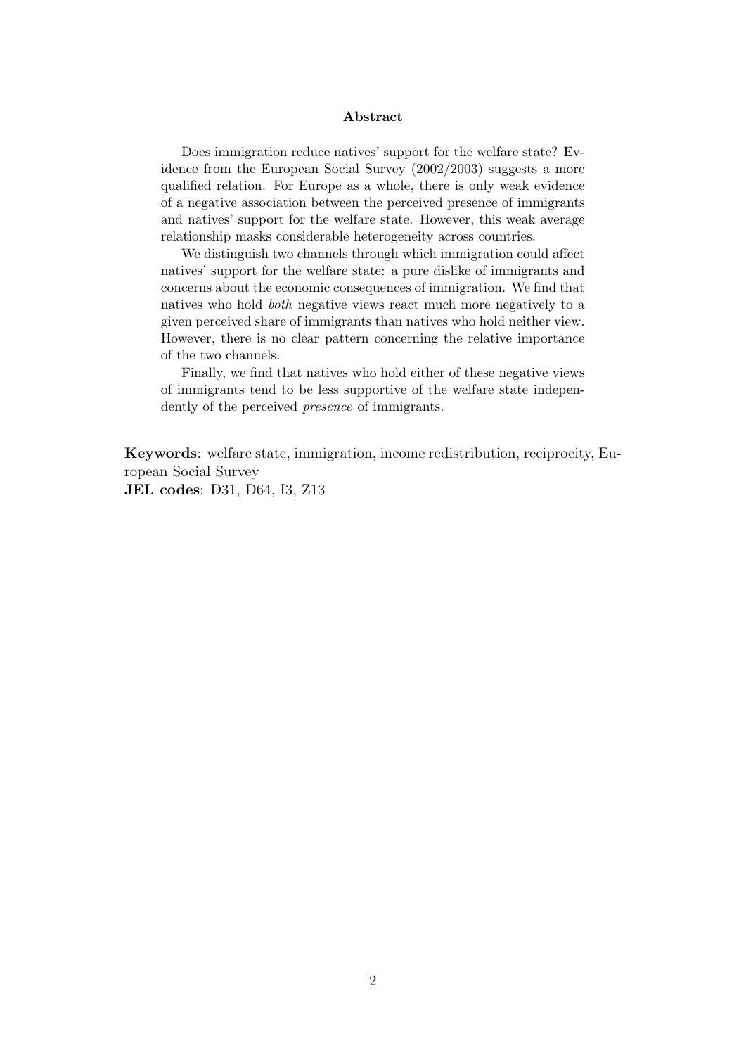**Abstract**

Does immigration reduce natives' support for the welfare state? Evidence from the European Social Survey (2002/2003) suggests a more qualified relation. For Europe as a whole, there is only weak evidence of a negative association between the perceived presence of immigrants and natives' support for the welfare state. However, this weak average relationship masks considerable heterogeneity across countries.

We distinguish two channels through which immigration could affect natives' support for the welfare state: a pure dislike of immigrants and concerns about the economic consequences of immigration. We find that natives who hold *both* negative views react much more negatively to a given perceived share of immigrants than natives who hold neither view. However, there is no clear pattern concerning the relative importance of the two channels.

Finally, we find that natives who hold either of these negative views of immigrants tend to be less supportive of the welfare state independently of the perceived *presence* of immigrants.

**Keywords**: welfare state, immigration, income redistribution, reciprocity, European Social Survey
**JEL codes**: D31, D64, I3, Z13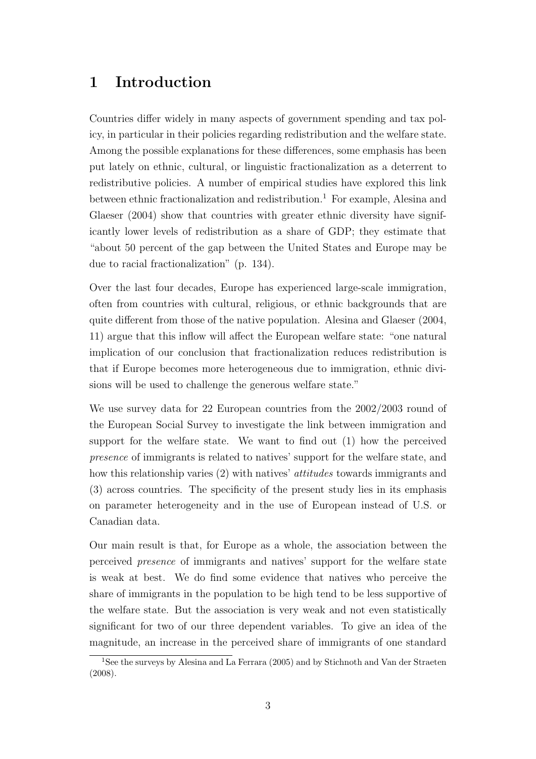# 1 Introduction

Countries differ widely in many aspects of government spending and tax policy, in particular in their policies regarding redistribution and the welfare state. Among the possible explanations for these differences, some emphasis has been put lately on ethnic, cultural, or linguistic fractionalization as a deterrent to redistributive policies. A number of empirical studies have explored this link between ethnic fractionalization and redistribution.[1] For example, Alesina and Glaeser (2004) show that countries with greater ethnic diversity have significantly lower levels of redistribution as a share of GDP; they estimate that "about 50 percent of the gap between the United States and Europe may be due to racial fractionalization" (p. 134).

Over the last four decades, Europe has experienced large-scale immigration, often from countries with cultural, religious, or ethnic backgrounds that are quite different from those of the native population. Alesina and Glaeser (2004, 11) argue that this inflow will affect the European welfare state: "one natural implication of our conclusion that fractionalization reduces redistribution is that if Europe becomes more heterogeneous due to immigration, ethnic divisions will be used to challenge the generous welfare state."

We use survey data for 22 European countries from the 2002/2003 round of the European Social Survey to investigate the link between immigration and support for the welfare state. We want to find out (1) how the perceived *presence* of immigrants is related to natives' support for the welfare state, and how this relationship varies (2) with natives' *attitudes* towards immigrants and (3) across countries. The specificity of the present study lies in its emphasis on parameter heterogeneity and in the use of European instead of U.S. or Canadian data.

Our main result is that, for Europe as a whole, the association between the perceived *presence* of immigrants and natives' support for the welfare state is weak at best. We do find some evidence that natives who perceive the share of immigrants in the population to be high tend to be less supportive of the welfare state. But the association is very weak and not even statistically significant for two of our three dependent variables. To give an idea of the magnitude, an increase in the perceived share of immigrants of one standard

[1] See the surveys by Alesina and La Ferrara (2005) and by Stichnoth and Van der Straeten (2008).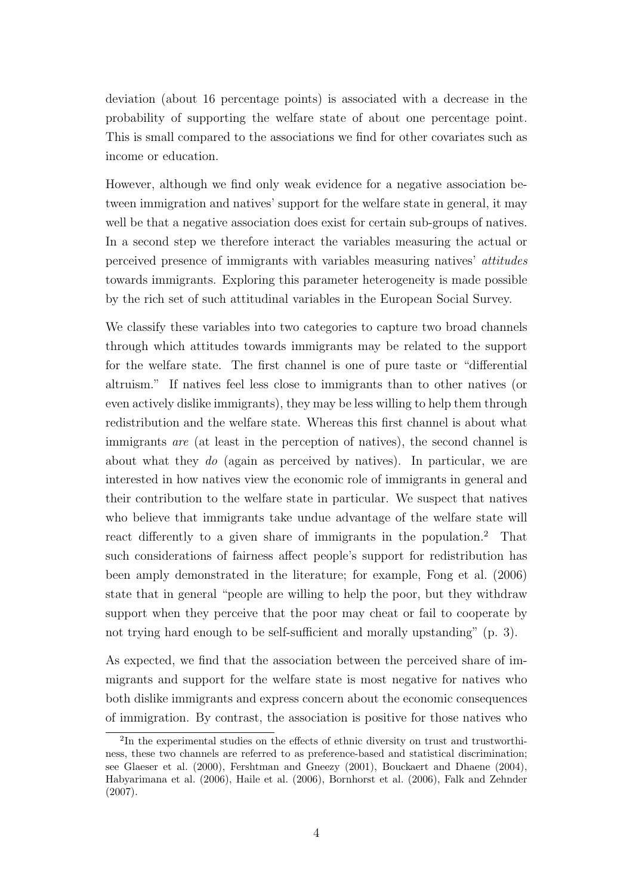deviation (about 16 percentage points) is associated with a decrease in the probability of supporting the welfare state of about one percentage point. This is small compared to the associations we find for other covariates such as income or education.

However, although we find only weak evidence for a negative association between immigration and natives' support for the welfare state in general, it may well be that a negative association does exist for certain sub-groups of natives. In a second step we therefore interact the variables measuring the actual or perceived presence of immigrants with variables measuring natives' *attitudes* towards immigrants. Exploring this parameter heterogeneity is made possible by the rich set of such attitudinal variables in the European Social Survey.

We classify these variables into two categories to capture two broad channels through which attitudes towards immigrants may be related to the support for the welfare state. The first channel is one of pure taste or "differential altruism." If natives feel less close to immigrants than to other natives (or even actively dislike immigrants), they may be less willing to help them through redistribution and the welfare state. Whereas this first channel is about what immigrants *are* (at least in the perception of natives), the second channel is about what they *do* (again as perceived by natives). In particular, we are interested in how natives view the economic role of immigrants in general and their contribution to the welfare state in particular. We suspect that natives who believe that immigrants take undue advantage of the welfare state will react differently to a given share of immigrants in the population.[2] That such considerations of fairness affect people's support for redistribution has been amply demonstrated in the literature; for example, Fong et al. (2006) state that in general "people are willing to help the poor, but they withdraw support when they perceive that the poor may cheat or fail to cooperate by not trying hard enough to be self-sufficient and morally upstanding" (p. 3).

As expected, we find that the association between the perceived share of immigrants and support for the welfare state is most negative for natives who both dislike immigrants and express concern about the economic consequences of immigration. By contrast, the association is positive for those natives who

[2]In the experimental studies on the effects of ethnic diversity on trust and trustworthiness, these two channels are referred to as preference-based and statistical discrimination; see Glaeser et al. (2000), Fershtman and Gneezy (2001), Bouckaert and Dhaene (2004), Habyarimana et al. (2006), Haile et al. (2006), Bornhorst et al. (2006), Falk and Zehnder (2007).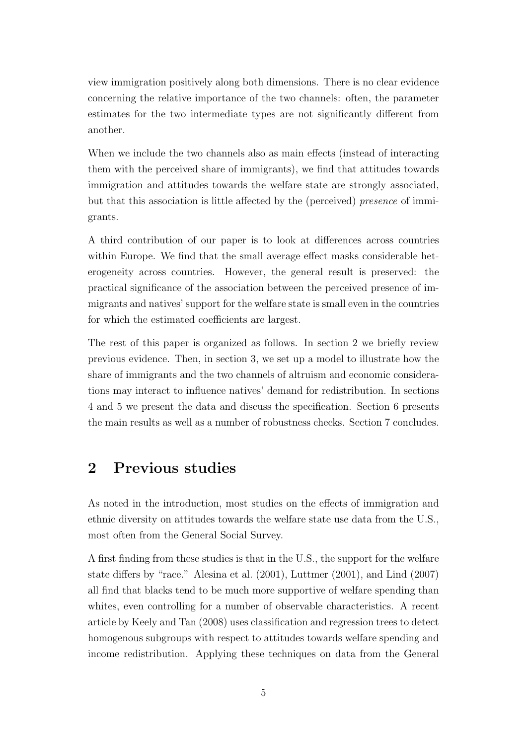view immigration positively along both dimensions. There is no clear evidence concerning the relative importance of the two channels: often, the parameter estimates for the two intermediate types are not significantly different from another.

When we include the two channels also as main effects (instead of interacting them with the perceived share of immigrants), we find that attitudes towards immigration and attitudes towards the welfare state are strongly associated, but that this association is little affected by the (perceived) *presence* of immigrants.

A third contribution of our paper is to look at differences across countries within Europe. We find that the small average effect masks considerable heterogeneity across countries. However, the general result is preserved: the practical significance of the association between the perceived presence of immigrants and natives' support for the welfare state is small even in the countries for which the estimated coefficients are largest.

The rest of this paper is organized as follows. In section 2 we briefly review previous evidence. Then, in section 3, we set up a model to illustrate how the share of immigrants and the two channels of altruism and economic considerations may interact to influence natives' demand for redistribution. In sections 4 and 5 we present the data and discuss the specification. Section 6 presents the main results as well as a number of robustness checks. Section 7 concludes.

## 2 Previous studies

As noted in the introduction, most studies on the effects of immigration and ethnic diversity on attitudes towards the welfare state use data from the U.S., most often from the General Social Survey.

A first finding from these studies is that in the U.S., the support for the welfare state differs by "race." Alesina et al. (2001), Luttmer (2001), and Lind (2007) all find that blacks tend to be much more supportive of welfare spending than whites, even controlling for a number of observable characteristics. A recent article by Keely and Tan (2008) uses classification and regression trees to detect homogenous subgroups with respect to attitudes towards welfare spending and income redistribution. Applying these techniques on data from the General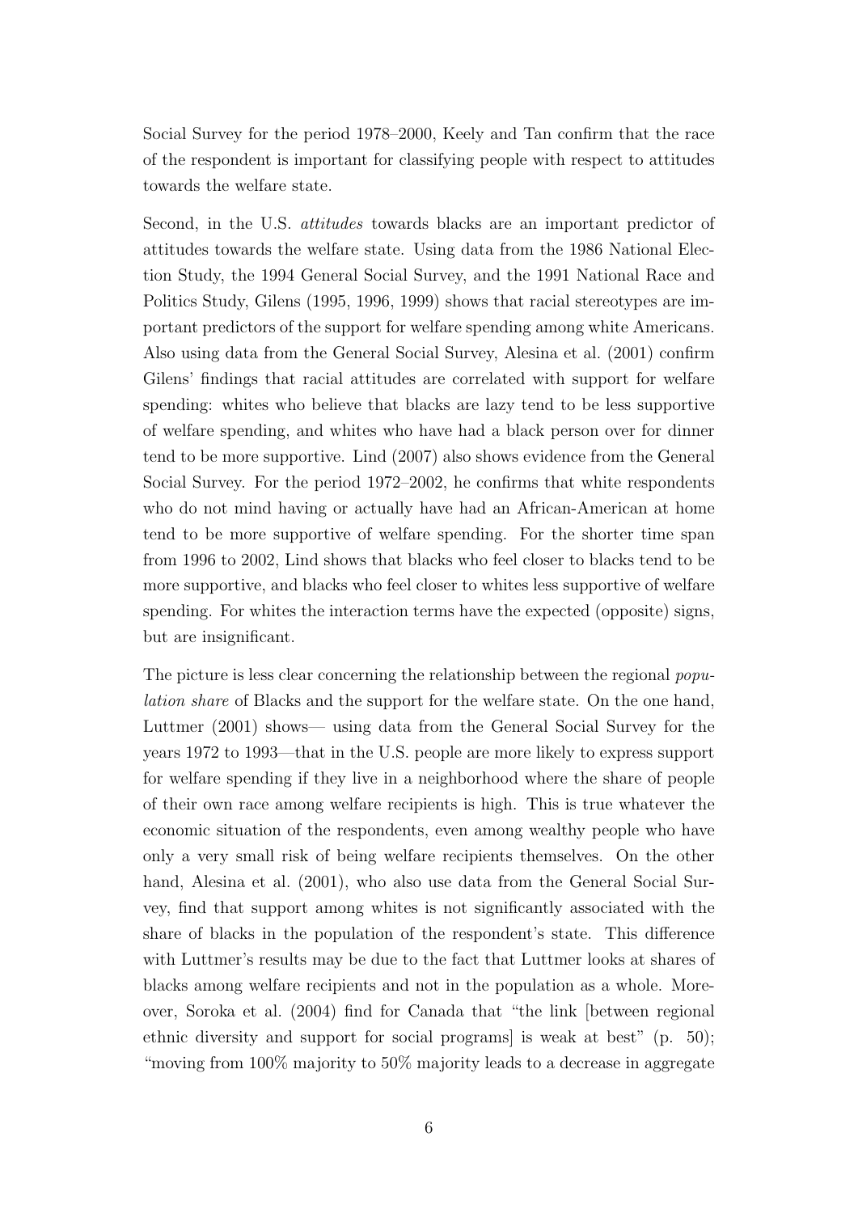Social Survey for the period 1978–2000, Keely and Tan confirm that the race of the respondent is important for classifying people with respect to attitudes towards the welfare state.

Second, in the U.S. *attitudes* towards blacks are an important predictor of attitudes towards the welfare state. Using data from the 1986 National Election Study, the 1994 General Social Survey, and the 1991 National Race and Politics Study, Gilens (1995, 1996, 1999) shows that racial stereotypes are important predictors of the support for welfare spending among white Americans. Also using data from the General Social Survey, Alesina et al. (2001) confirm Gilens' findings that racial attitudes are correlated with support for welfare spending: whites who believe that blacks are lazy tend to be less supportive of welfare spending, and whites who have had a black person over for dinner tend to be more supportive. Lind (2007) also shows evidence from the General Social Survey. For the period 1972–2002, he confirms that white respondents who do not mind having or actually have had an African-American at home tend to be more supportive of welfare spending. For the shorter time span from 1996 to 2002, Lind shows that blacks who feel closer to blacks tend to be more supportive, and blacks who feel closer to whites less supportive of welfare spending. For whites the interaction terms have the expected (opposite) signs, but are insignificant.

The picture is less clear concerning the relationship between the regional *population share* of Blacks and the support for the welfare state. On the one hand, Luttmer (2001) shows— using data from the General Social Survey for the years 1972 to 1993—that in the U.S. people are more likely to express support for welfare spending if they live in a neighborhood where the share of people of their own race among welfare recipients is high. This is true whatever the economic situation of the respondents, even among wealthy people who have only a very small risk of being welfare recipients themselves. On the other hand, Alesina et al. (2001), who also use data from the General Social Survey, find that support among whites is not significantly associated with the share of blacks in the population of the respondent's state. This difference with Luttmer's results may be due to the fact that Luttmer looks at shares of blacks among welfare recipients and not in the population as a whole. Moreover, Soroka et al. (2004) find for Canada that "the link [between regional ethnic diversity and support for social programs] is weak at best" (p. 50); "moving from 100% majority to 50% majority leads to a decrease in aggregate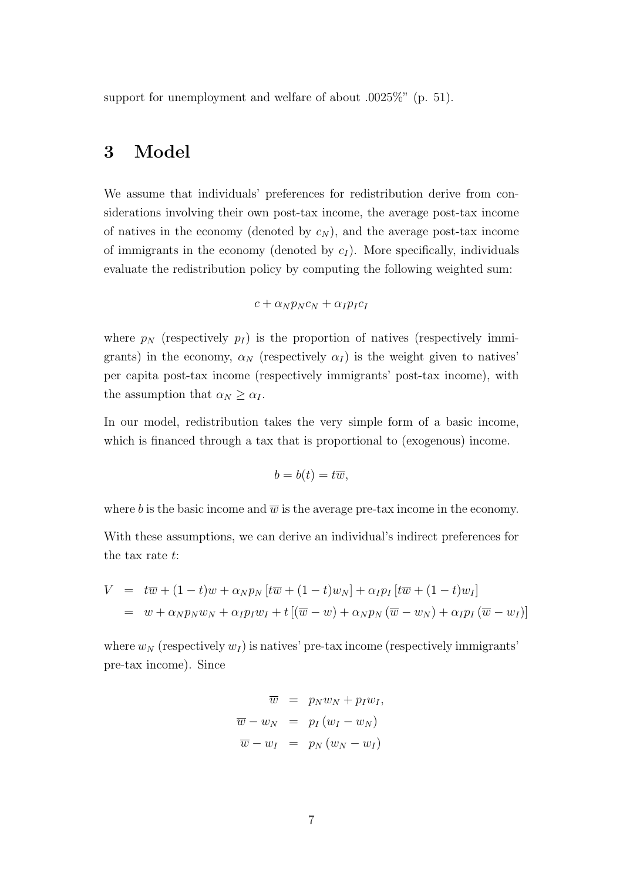support for unemployment and welfare of about .0025%" (p. 51).

# 3 Model

We assume that individuals' preferences for redistribution derive from considerations involving their own post-tax income, the average post-tax income of natives in the economy (denoted by $c_N$), and the average post-tax income of immigrants in the economy (denoted by $c_I$). More specifically, individuals evaluate the redistribution policy by computing the following weighted sum:

$$c + \alpha_N p_N c_N + \alpha_I p_I c_I$$

where $p_N$ (respectively $p_I$) is the proportion of natives (respectively immigrants) in the economy, $\alpha_N$ (respectively $\alpha_I$) is the weight given to natives' per capita post-tax income (respectively immigrants' post-tax income), with the assumption that $\alpha_N \geq \alpha_I$.

In our model, redistribution takes the very simple form of a basic income, which is financed through a tax that is proportional to (exogenous) income.

$$b = b(t) = t\overline{w},$$

where $b$ is the basic income and $\overline{w}$ is the average pre-tax income in the economy.

With these assumptions, we can derive an individual's indirect preferences for the tax rate $t$:

$$\begin{aligned} V &= t\overline{w} + (1-t)w + \alpha_N p_N \left[t\overline{w} + (1-t)w_N\right] + \alpha_I p_I \left[t\overline{w} + (1-t)w_I\right] \\ &= w + \alpha_N p_N w_N + \alpha_I p_I w_I + t\left[(\overline{w} - w) + \alpha_N p_N \left(\overline{w} - w_N\right) + \alpha_I p_I \left(\overline{w} - w_I\right)\right] \end{aligned}$$

where $w_N$ (respectively $w_I$) is natives' pre-tax income (respectively immigrants' pre-tax income). Since

$$\begin{aligned} \overline{w} &= p_N w_N + p_I w_I, \\ \overline{w} - w_N &= p_I \left(w_I - w_N\right) \\ \overline{w} - w_I &= p_N \left(w_N - w_I\right) \end{aligned}$$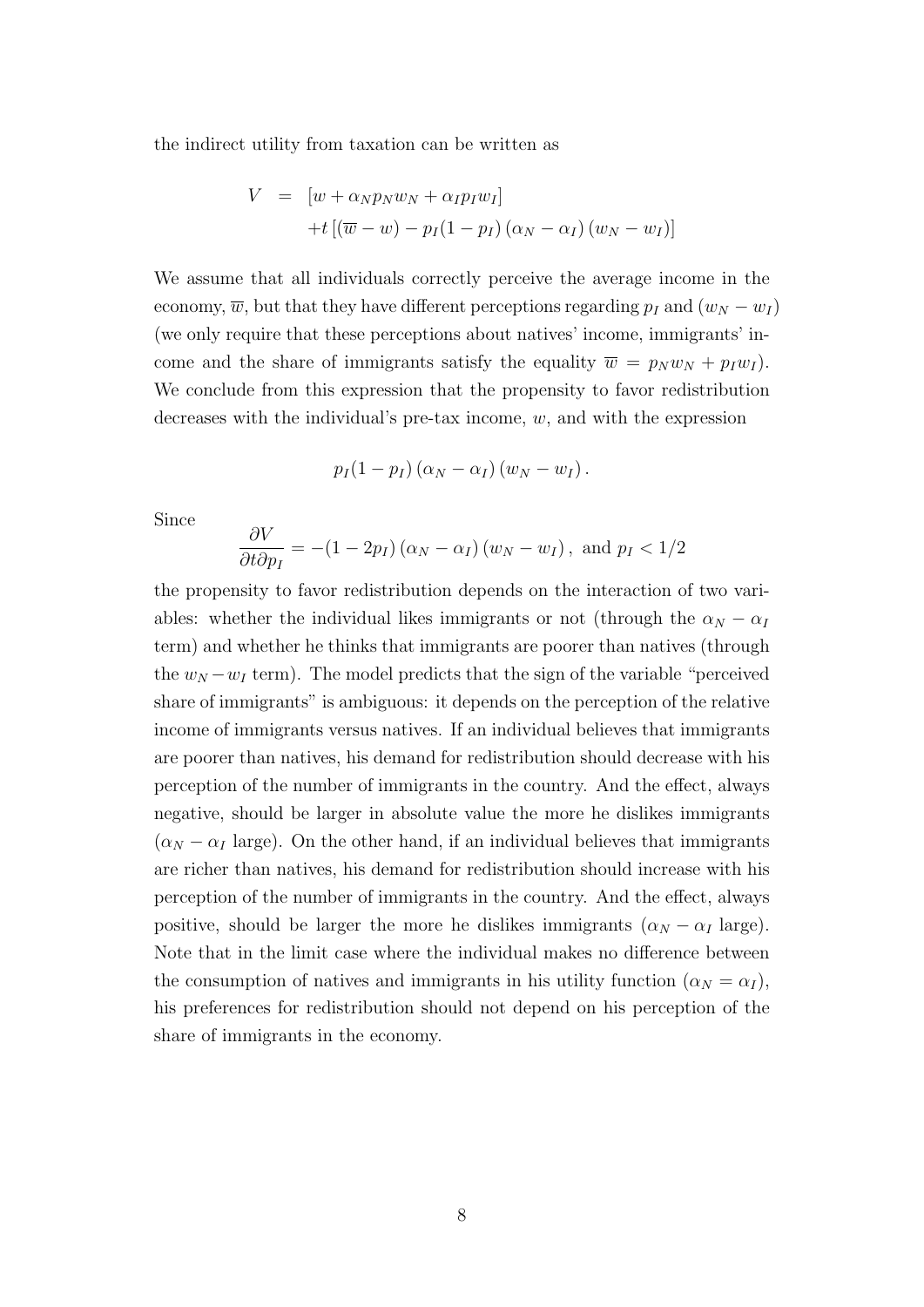the indirect utility from taxation can be written as

$$
\begin{aligned}
V &= [w + \alpha_N p_N w_N + \alpha_I p_I w_I] \\
&\quad + t\left[(\overline{w} - w) - p_I(1-p_I)\left(\alpha_N - \alpha_I\right)\left(w_N - w_I\right)\right]
\end{aligned}
$$

We assume that all individuals correctly perceive the average income in the economy, $\overline{w}$, but that they have different perceptions regarding $p_I$ and $(w_N - w_I)$ (we only require that these perceptions about natives' income, immigrants' income and the share of immigrants satisfy the equality $\overline{w} = p_N w_N + p_I w_I$). We conclude from this expression that the propensity to favor redistribution decreases with the individual's pre-tax income, $w$, and with the expression

$$
p_I(1-p_I)\left(\alpha_N - \alpha_I\right)\left(w_N - w_I\right).
$$

Since

$$
\frac{\partial V}{\partial t \partial p_I} = -(1-2p_I)\left(\alpha_N - \alpha_I\right)\left(w_N - w_I\right), \text{ and } p_I < 1/2
$$

the propensity to favor redistribution depends on the interaction of two variables: whether the individual likes immigrants or not (through the $\alpha_N - \alpha_I$ term) and whether he thinks that immigrants are poorer than natives (through the $w_N - w_I$ term). The model predicts that the sign of the variable "perceived share of immigrants" is ambiguous: it depends on the perception of the relative income of immigrants versus natives. If an individual believes that immigrants are poorer than natives, his demand for redistribution should decrease with his perception of the number of immigrants in the country. And the effect, always negative, should be larger in absolute value the more he dislikes immigrants ($\alpha_N - \alpha_I$ large). On the other hand, if an individual believes that immigrants are richer than natives, his demand for redistribution should increase with his perception of the number of immigrants in the country. And the effect, always positive, should be larger the more he dislikes immigrants ($\alpha_N - \alpha_I$ large). Note that in the limit case where the individual makes no difference between the consumption of natives and immigrants in his utility function ($\alpha_N = \alpha_I$), his preferences for redistribution should not depend on his perception of the share of immigrants in the economy.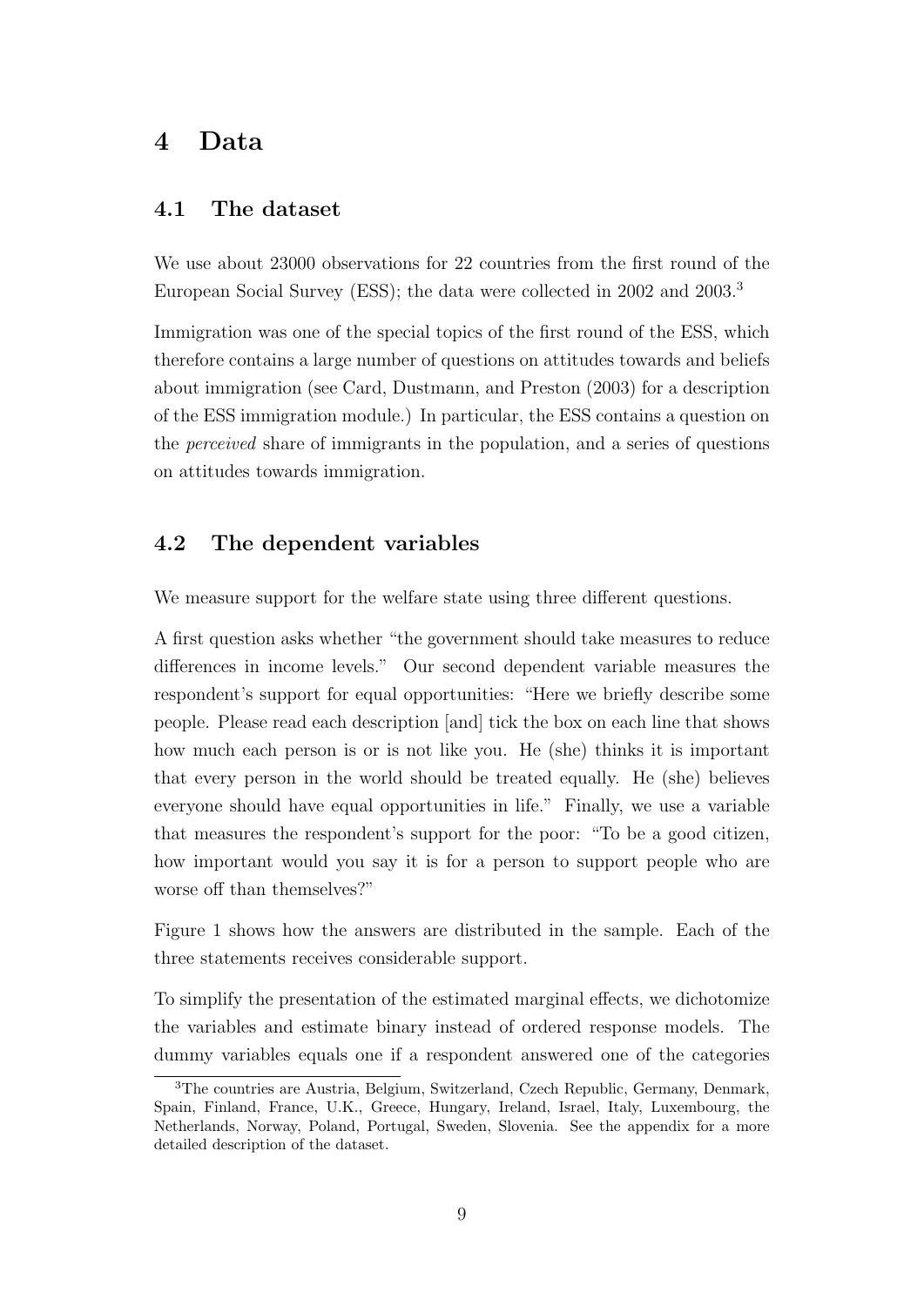## 4 Data

### 4.1 The dataset

We use about 23000 observations for 22 countries from the first round of the European Social Survey (ESS); the data were collected in 2002 and 2003.[3]

Immigration was one of the special topics of the first round of the ESS, which therefore contains a large number of questions on attitudes towards and beliefs about immigration (see Card, Dustmann, and Preston (2003) for a description of the ESS immigration module.) In particular, the ESS contains a question on the *perceived* share of immigrants in the population, and a series of questions on attitudes towards immigration.

### 4.2 The dependent variables

We measure support for the welfare state using three different questions.

A first question asks whether "the government should take measures to reduce differences in income levels." Our second dependent variable measures the respondent's support for equal opportunities: "Here we briefly describe some people. Please read each description [and] tick the box on each line that shows how much each person is or is not like you. He (she) thinks it is important that every person in the world should be treated equally. He (she) believes everyone should have equal opportunities in life." Finally, we use a variable that measures the respondent's support for the poor: "To be a good citizen, how important would you say it is for a person to support people who are worse off than themselves?"

Figure 1 shows how the answers are distributed in the sample. Each of the three statements receives considerable support.

To simplify the presentation of the estimated marginal effects, we dichotomize the variables and estimate binary instead of ordered response models. The dummy variables equals one if a respondent answered one of the categories

[3]The countries are Austria, Belgium, Switzerland, Czech Republic, Germany, Denmark, Spain, Finland, France, U.K., Greece, Hungary, Ireland, Israel, Italy, Luxembourg, the Netherlands, Norway, Poland, Portugal, Sweden, Slovenia. See the appendix for a more detailed description of the dataset.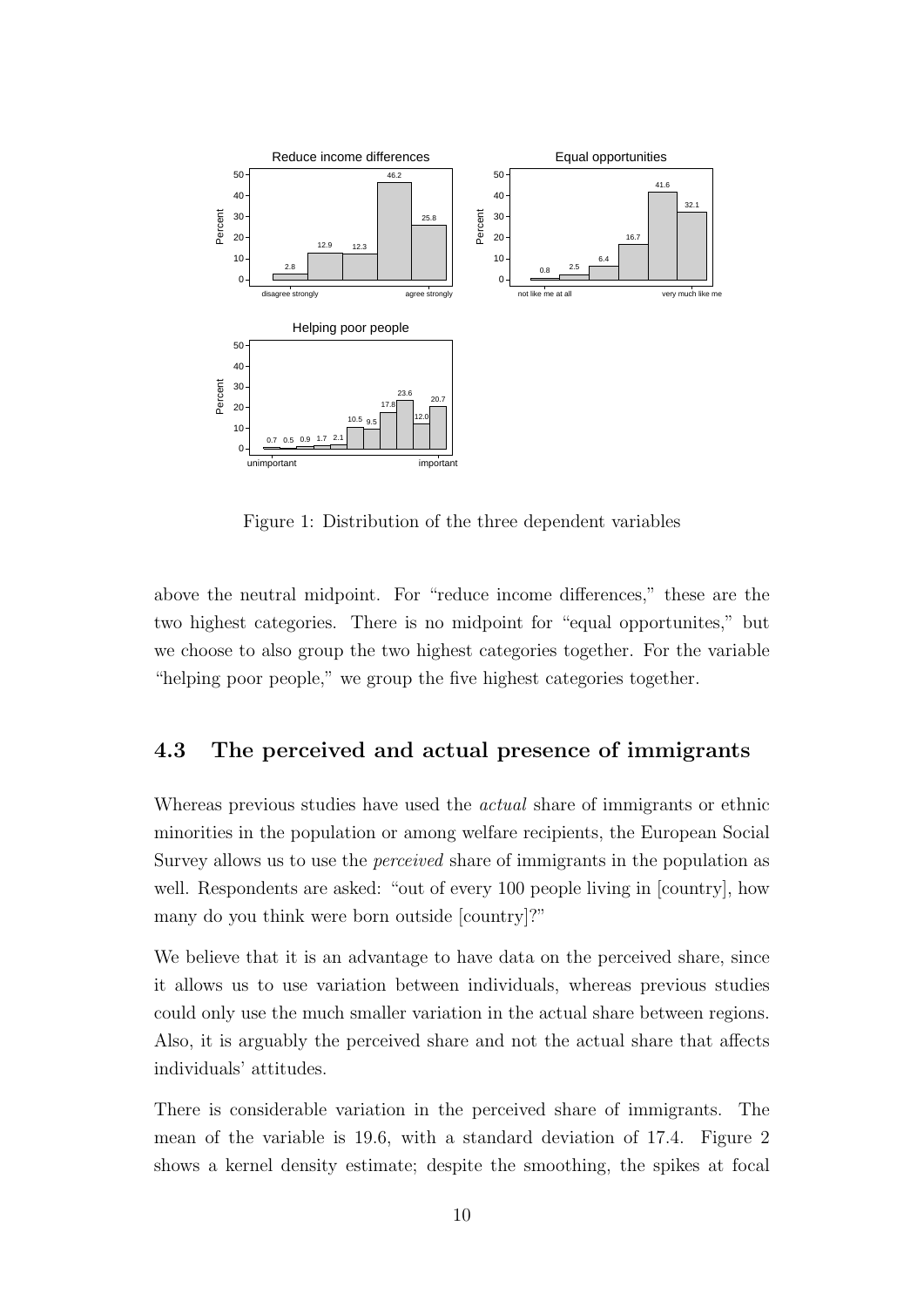Figure 1: Distribution of the three dependent variables

above the neutral midpoint. For "reduce income differences," these are the two highest categories. There is no midpoint for "equal opportunites," but we choose to also group the two highest categories together. For the variable "helping poor people," we group the five highest categories together.

## 4.3 The perceived and actual presence of immigrants

Whereas previous studies have used the *actual* share of immigrants or ethnic minorities in the population or among welfare recipients, the European Social Survey allows us to use the *perceived* share of immigrants in the population as well. Respondents are asked: "out of every 100 people living in [country], how many do you think were born outside [country]?"

We believe that it is an advantage to have data on the perceived share, since it allows us to use variation between individuals, whereas previous studies could only use the much smaller variation in the actual share between regions. Also, it is arguably the perceived share and not the actual share that affects individuals' attitudes.

There is considerable variation in the perceived share of immigrants. The mean of the variable is 19.6, with a standard deviation of 17.4. Figure 2 shows a kernel density estimate; despite the smoothing, the spikes at focal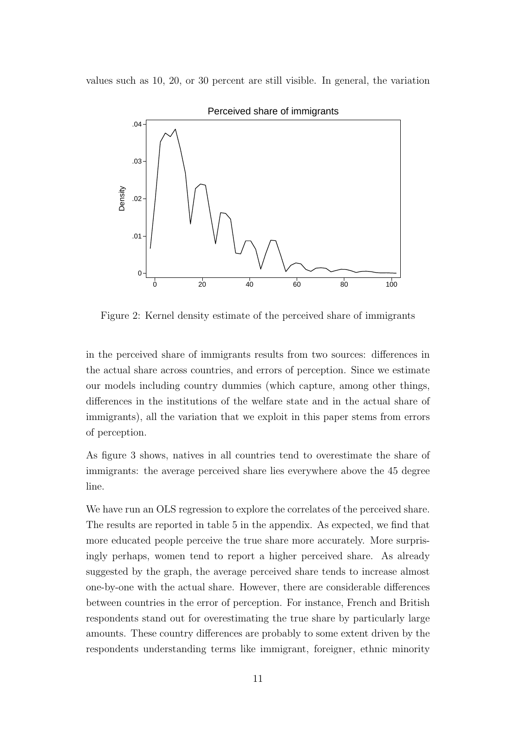values such as 10, 20, or 30 percent are still visible. In general, the variation

Figure 2: Kernel density estimate of the perceived share of immigrants

in the perceived share of immigrants results from two sources: differences in the actual share across countries, and errors of perception. Since we estimate our models including country dummies (which capture, among other things, differences in the institutions of the welfare state and in the actual share of immigrants), all the variation that we exploit in this paper stems from errors of perception.

As figure 3 shows, natives in all countries tend to overestimate the share of immigrants: the average perceived share lies everywhere above the 45 degree line.

We have run an OLS regression to explore the correlates of the perceived share. The results are reported in table 5 in the appendix. As expected, we find that more educated people perceive the true share more accurately. More surprisingly perhaps, women tend to report a higher perceived share. As already suggested by the graph, the average perceived share tends to increase almost one-by-one with the actual share. However, there are considerable differences between countries in the error of perception. For instance, French and British respondents stand out for overestimating the true share by particularly large amounts. These country differences are probably to some extent driven by the respondents understanding terms like immigrant, foreigner, ethnic minority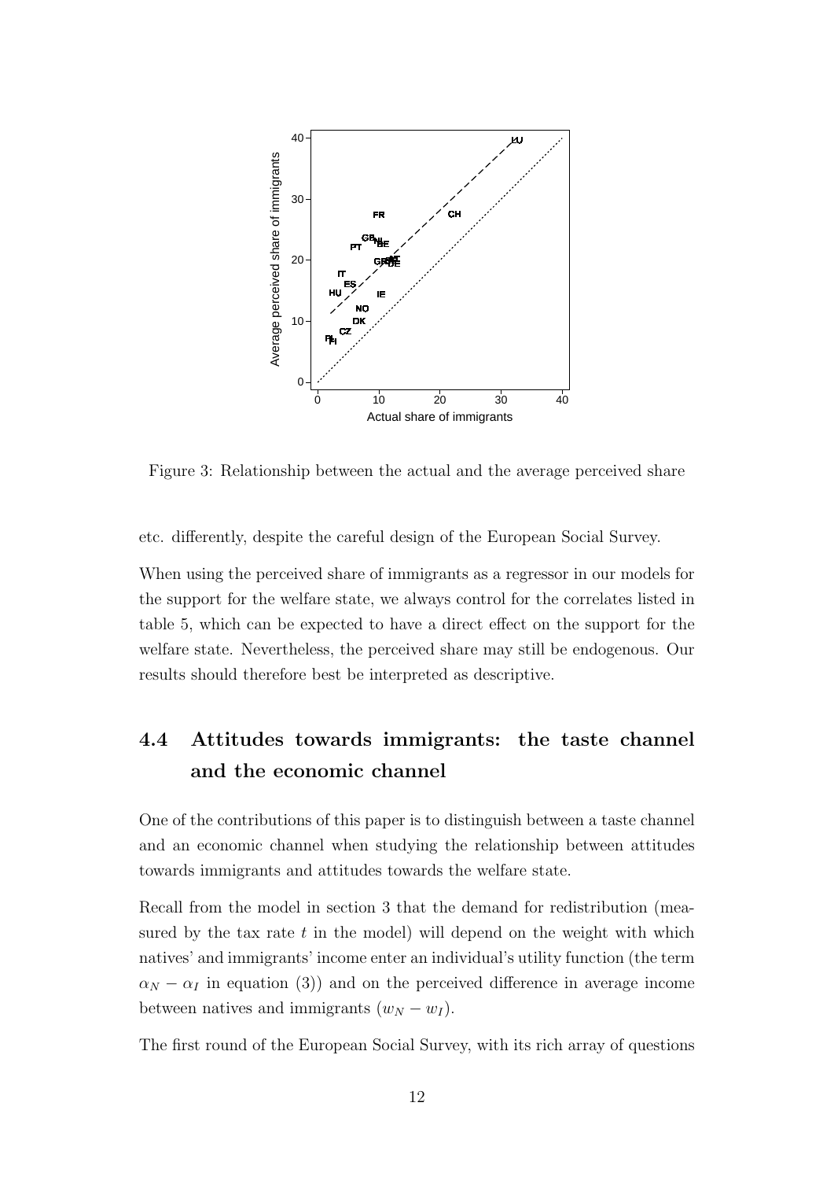Figure 3: Relationship between the actual and the average perceived share

etc. differently, despite the careful design of the European Social Survey.

When using the perceived share of immigrants as a regressor in our models for the support for the welfare state, we always control for the correlates listed in table 5, which can be expected to have a direct effect on the support for the welfare state. Nevertheless, the perceived share may still be endogenous. Our results should therefore best be interpreted as descriptive.

## 4.4 Attitudes towards immigrants: the taste channel and the economic channel

One of the contributions of this paper is to distinguish between a taste channel and an economic channel when studying the relationship between attitudes towards immigrants and attitudes towards the welfare state.

Recall from the model in section 3 that the demand for redistribution (measured by the tax rate $t$ in the model) will depend on the weight with which natives' and immigrants' income enter an individual's utility function (the term $\alpha_N - \alpha_I$ in equation (3)) and on the perceived difference in average income between natives and immigrants ($w_N - w_I$).

The first round of the European Social Survey, with its rich array of questions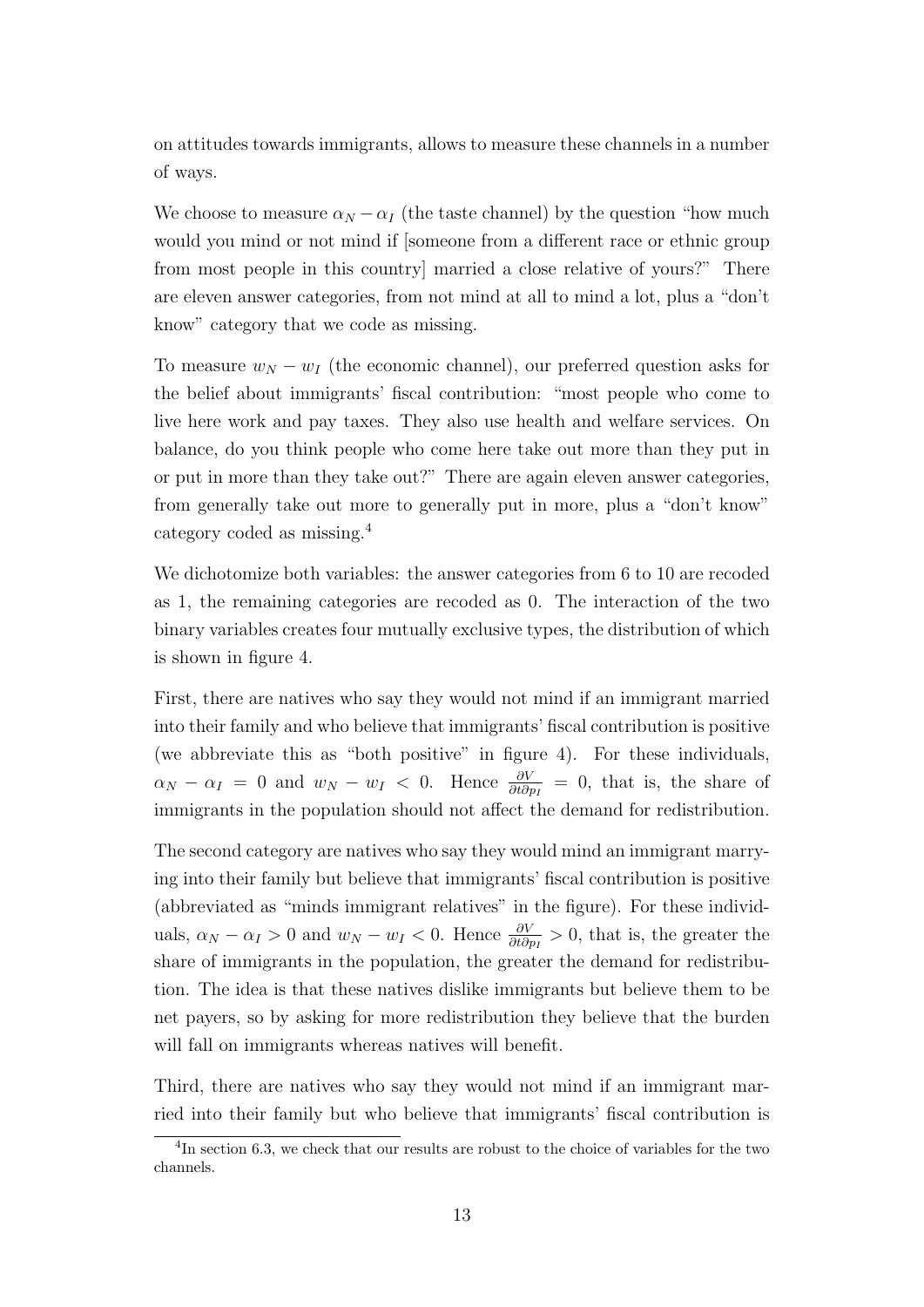on attitudes towards immigrants, allows to measure these channels in a number of ways.

We choose to measure $\alpha_N - \alpha_I$ (the taste channel) by the question "how much would you mind or not mind if [someone from a different race or ethnic group from most people in this country] married a close relative of yours?" There are eleven answer categories, from not mind at all to mind a lot, plus a "don't know" category that we code as missing.

To measure $w_N - w_I$ (the economic channel), our preferred question asks for the belief about immigrants' fiscal contribution: "most people who come to live here work and pay taxes. They also use health and welfare services. On balance, do you think people who come here take out more than they put in or put in more than they take out?" There are again eleven answer categories, from generally take out more to generally put in more, plus a "don't know" category coded as missing.[4]

We dichotomize both variables: the answer categories from 6 to 10 are recoded as 1, the remaining categories are recoded as 0. The interaction of the two binary variables creates four mutually exclusive types, the distribution of which is shown in figure 4.

First, there are natives who say they would not mind if an immigrant married into their family and who believe that immigrants' fiscal contribution is positive (we abbreviate this as "both positive" in figure 4). For these individuals, $\alpha_N - \alpha_I = 0$ and $w_N - w_I < 0$. Hence $\frac{\partial V}{\partial t \partial p_I} = 0$, that is, the share of immigrants in the population should not affect the demand for redistribution.

The second category are natives who say they would mind an immigrant marrying into their family but believe that immigrants' fiscal contribution is positive (abbreviated as "minds immigrant relatives" in the figure). For these individuals, $\alpha_N - \alpha_I > 0$ and $w_N - w_I < 0$. Hence $\frac{\partial V}{\partial t \partial p_I} > 0$, that is, the greater the share of immigrants in the population, the greater the demand for redistribution. The idea is that these natives dislike immigrants but believe them to be net payers, so by asking for more redistribution they believe that the burden will fall on immigrants whereas natives will benefit.

Third, there are natives who say they would not mind if an immigrant married into their family but who believe that immigrants' fiscal contribution is

[4] In section 6.3, we check that our results are robust to the choice of variables for the two channels.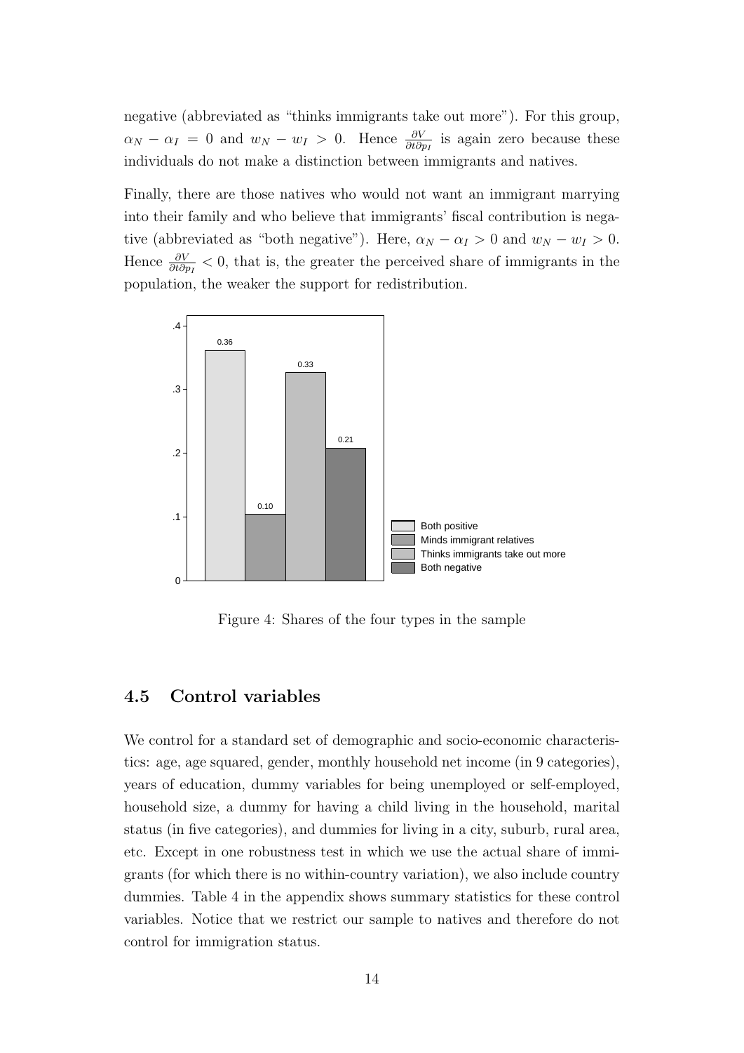negative (abbreviated as "thinks immigrants take out more"). For this group, $\alpha_N - \alpha_I = 0$ and $w_N - w_I > 0$. Hence $\frac{\partial V}{\partial t \partial p_I}$ is again zero because these individuals do not make a distinction between immigrants and natives.

Finally, there are those natives who would not want an immigrant marrying into their family and who believe that immigrants' fiscal contribution is negative (abbreviated as "both negative"). Here, $\alpha_N - \alpha_I > 0$ and $w_N - w_I > 0$. Hence $\frac{\partial V}{\partial t \partial p_I} < 0$, that is, the greater the perceived share of immigrants in the population, the weaker the support for redistribution.

| Type | Share |
|---|---|
| Both positive | 0.36 |
| Minds immigrant relatives | 0.10 |
| Thinks immigrants take out more | 0.33 |
| Both negative | 0.21 |

Figure 4: Shares of the four types in the sample

## 4.5 Control variables

We control for a standard set of demographic and socio-economic characteristics: age, age squared, gender, monthly household net income (in 9 categories), years of education, dummy variables for being unemployed or self-employed, household size, a dummy for having a child living in the household, marital status (in five categories), and dummies for living in a city, suburb, rural area, etc. Except in one robustness test in which we use the actual share of immigrants (for which there is no within-country variation), we also include country dummies. Table 4 in the appendix shows summary statistics for these control variables. Notice that we restrict our sample to natives and therefore do not control for immigration status.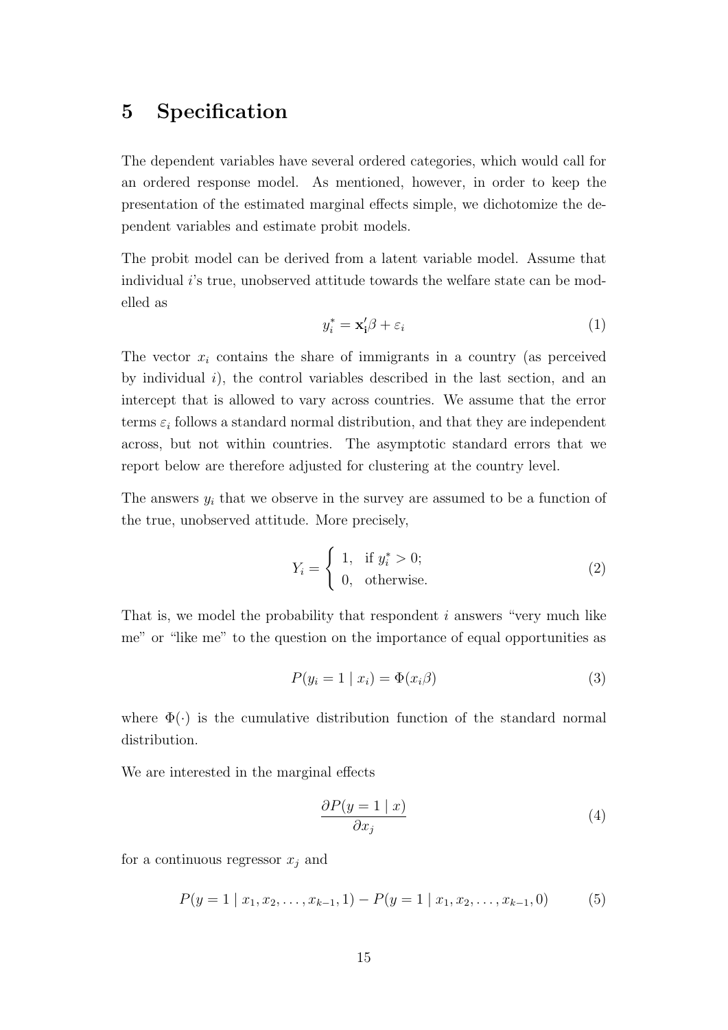## 5 Specification

The dependent variables have several ordered categories, which would call for an ordered response model. As mentioned, however, in order to keep the presentation of the estimated marginal effects simple, we dichotomize the dependent variables and estimate probit models.

The probit model can be derived from a latent variable model. Assume that individual $i$'s true, unobserved attitude towards the welfare state can be modelled as

$$y_i^* = \mathbf{x_i'}\beta + \varepsilon_i \tag{1}$$

The vector $x_i$ contains the share of immigrants in a country (as perceived by individual $i$), the control variables described in the last section, and an intercept that is allowed to vary across countries. We assume that the error terms $\varepsilon_i$ follows a standard normal distribution, and that they are independent across, but not within countries. The asymptotic standard errors that we report below are therefore adjusted for clustering at the country level.

The answers $y_i$ that we observe in the survey are assumed to be a function of the true, unobserved attitude. More precisely,

$$Y_i = \begin{cases} 1, & \text{if } y_i^* > 0; \\ 0, & \text{otherwise.} \end{cases} \tag{2}$$

That is, we model the probability that respondent $i$ answers "very much like me" or "like me" to the question on the importance of equal opportunities as

$$P(y_i = 1 \mid x_i) = \Phi(x_i\beta) \tag{3}$$

where $\Phi(\cdot)$ is the cumulative distribution function of the standard normal distribution.

We are interested in the marginal effects

$$\frac{\partial P(y = 1 \mid x)}{\partial x_j} \tag{4}$$

for a continuous regressor $x_j$ and

$$P(y = 1 \mid x_1, x_2, \ldots, x_{k-1}, 1) - P(y = 1 \mid x_1, x_2, \ldots, x_{k-1}, 0) \tag{5}$$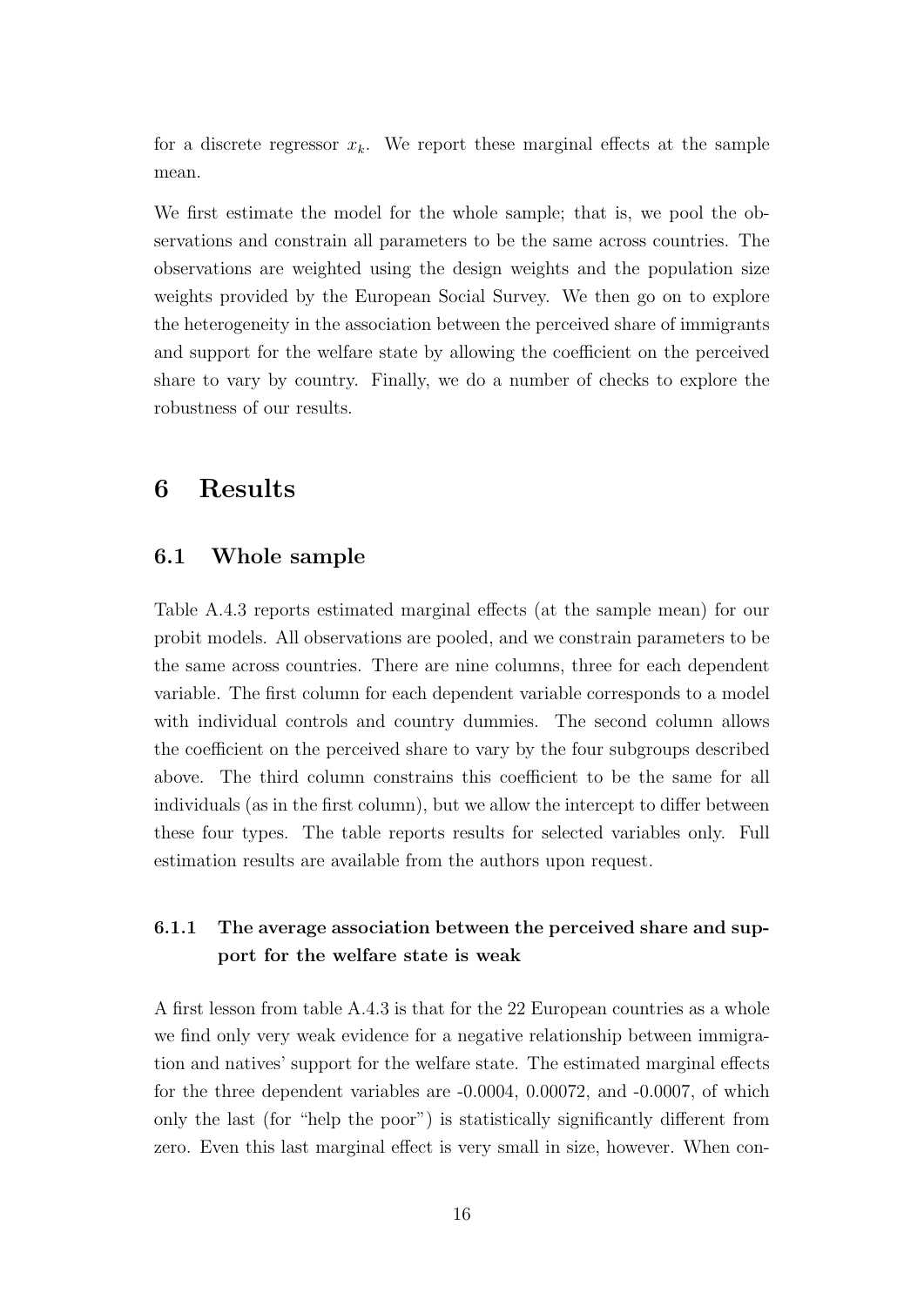for a discrete regressor $x_k$. We report these marginal effects at the sample mean.

We first estimate the model for the whole sample; that is, we pool the observations and constrain all parameters to be the same across countries. The observations are weighted using the design weights and the population size weights provided by the European Social Survey. We then go on to explore the heterogeneity in the association between the perceived share of immigrants and support for the welfare state by allowing the coefficient on the perceived share to vary by country. Finally, we do a number of checks to explore the robustness of our results.

# 6 Results

## 6.1 Whole sample

Table A.4.3 reports estimated marginal effects (at the sample mean) for our probit models. All observations are pooled, and we constrain parameters to be the same across countries. There are nine columns, three for each dependent variable. The first column for each dependent variable corresponds to a model with individual controls and country dummies. The second column allows the coefficient on the perceived share to vary by the four subgroups described above. The third column constrains this coefficient to be the same for all individuals (as in the first column), but we allow the intercept to differ between these four types. The table reports results for selected variables only. Full estimation results are available from the authors upon request.

### 6.1.1 The average association between the perceived share and support for the welfare state is weak

A first lesson from table A.4.3 is that for the 22 European countries as a whole we find only very weak evidence for a negative relationship between immigration and natives' support for the welfare state. The estimated marginal effects for the three dependent variables are -0.0004, 0.00072, and -0.0007, of which only the last (for "help the poor") is statistically significantly different from zero. Even this last marginal effect is very small in size, however. When con-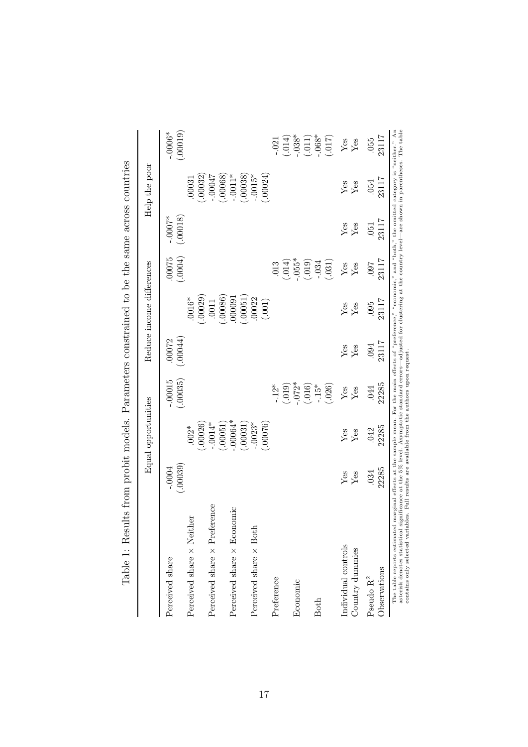Table 1: Results from probit models. Parameters constrained to be the same across countries

| | Equal opportunities | | | Reduce income differences | | | Help the poor | | |
|---|---|---|---|---|---|---|---|---|---|
| Perceived share | -.0004 | | -.00015 | .00072 | | .00075 | -.0007* | | -.0006* |
| | (.00039) | | (.00035) | (.00044) | | (.0004) | (.00018) | | (.00019) |
| Perceived share × Neither | | .002* | | | .0016* | | | .00031 | |
| | | (.00026) | | | (.00029) | | | (.00032) | |
| Perceived share × Preference | | -.0014* | | | .0011 | | | -.00047 | |
| | | (.00051) | | | (.00086) | | | (.00068) | |
| Perceived share × Economic | | -.00064* | | | .000091 | | | -.0011* | |
| | | (.00031) | | | (.00051) | | | (.00038) | |
| Perceived share × Both | | -.0023* | | | .00022 | | | -.0015* | |
| | | (.00076) | | | (.001) | | | (.00024) | |
| Preference | | | -.12* | | | .013 | | | -.021 |
| | | | (.019) | | | (.014) | | | (.014) |
| Economic | | | -.072* | | | -.055* | | | -.038* |
| | | | (.016) | | | (.019) | | | (.011) |
| Both | | | -.15* | | | -.034 | | | -.068* |
| | | | (.026) | | | (.031) | | | (.017) |
| Individual controls | Yes | Yes | Yes | Yes | Yes | Yes | Yes | Yes | Yes |
| Country dummies | Yes | Yes | Yes | Yes | Yes | Yes | Yes | Yes | Yes |
| Pseudo $R^2$ | .034 | .042 | .044 | .094 | .095 | .097 | .051 | .054 | .055 |
| Observations | 22285 | 22285 | 22285 | 23117 | 23117 | 23117 | 23117 | 23117 | 23117 |

The table reports estimated marginal effects at the sample mean. For the main effects of "preference," "economic," and "both," the omitted category is "neither." An asterisk denotes statistical significance at the 5% level. Asymptotic standard errors—adjusted for clustering at the country level—are shown in parentheses. The table contains only selected variables. Full results are available from the authors upon request.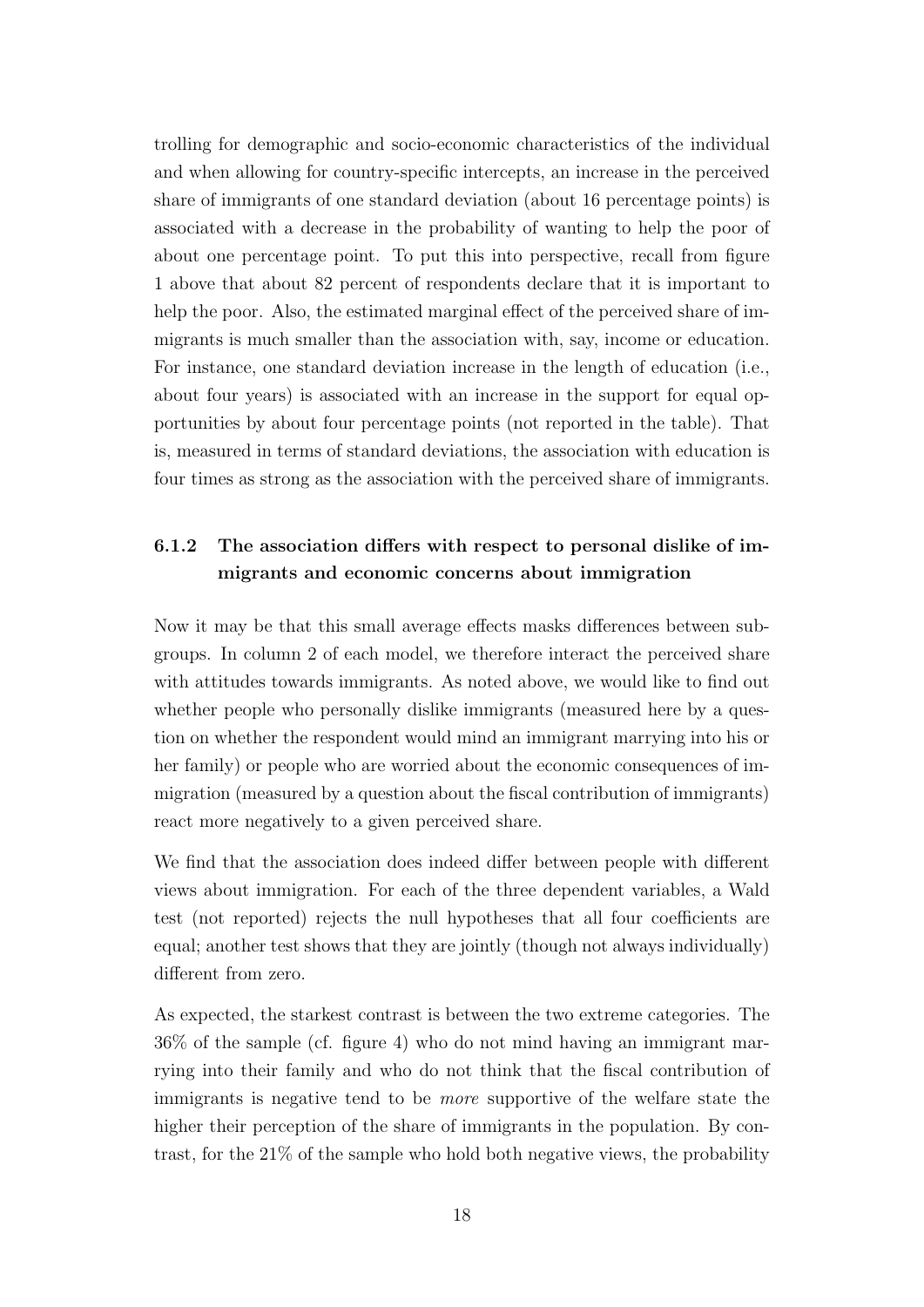trolling for demographic and socio-economic characteristics of the individual and when allowing for country-specific intercepts, an increase in the perceived share of immigrants of one standard deviation (about 16 percentage points) is associated with a decrease in the probability of wanting to help the poor of about one percentage point. To put this into perspective, recall from figure 1 above that about 82 percent of respondents declare that it is important to help the poor. Also, the estimated marginal effect of the perceived share of immigrants is much smaller than the association with, say, income or education. For instance, one standard deviation increase in the length of education (i.e., about four years) is associated with an increase in the support for equal opportunities by about four percentage points (not reported in the table). That is, measured in terms of standard deviations, the association with education is four times as strong as the association with the perceived share of immigrants.

### 6.1.2 The association differs with respect to personal dislike of immigrants and economic concerns about immigration

Now it may be that this small average effects masks differences between subgroups. In column 2 of each model, we therefore interact the perceived share with attitudes towards immigrants. As noted above, we would like to find out whether people who personally dislike immigrants (measured here by a question on whether the respondent would mind an immigrant marrying into his or her family) or people who are worried about the economic consequences of immigration (measured by a question about the fiscal contribution of immigrants) react more negatively to a given perceived share.

We find that the association does indeed differ between people with different views about immigration. For each of the three dependent variables, a Wald test (not reported) rejects the null hypotheses that all four coefficients are equal; another test shows that they are jointly (though not always individually) different from zero.

As expected, the starkest contrast is between the two extreme categories. The 36% of the sample (cf. figure 4) who do not mind having an immigrant marrying into their family and who do not think that the fiscal contribution of immigrants is negative tend to be *more* supportive of the welfare state the higher their perception of the share of immigrants in the population. By contrast, for the 21% of the sample who hold both negative views, the probability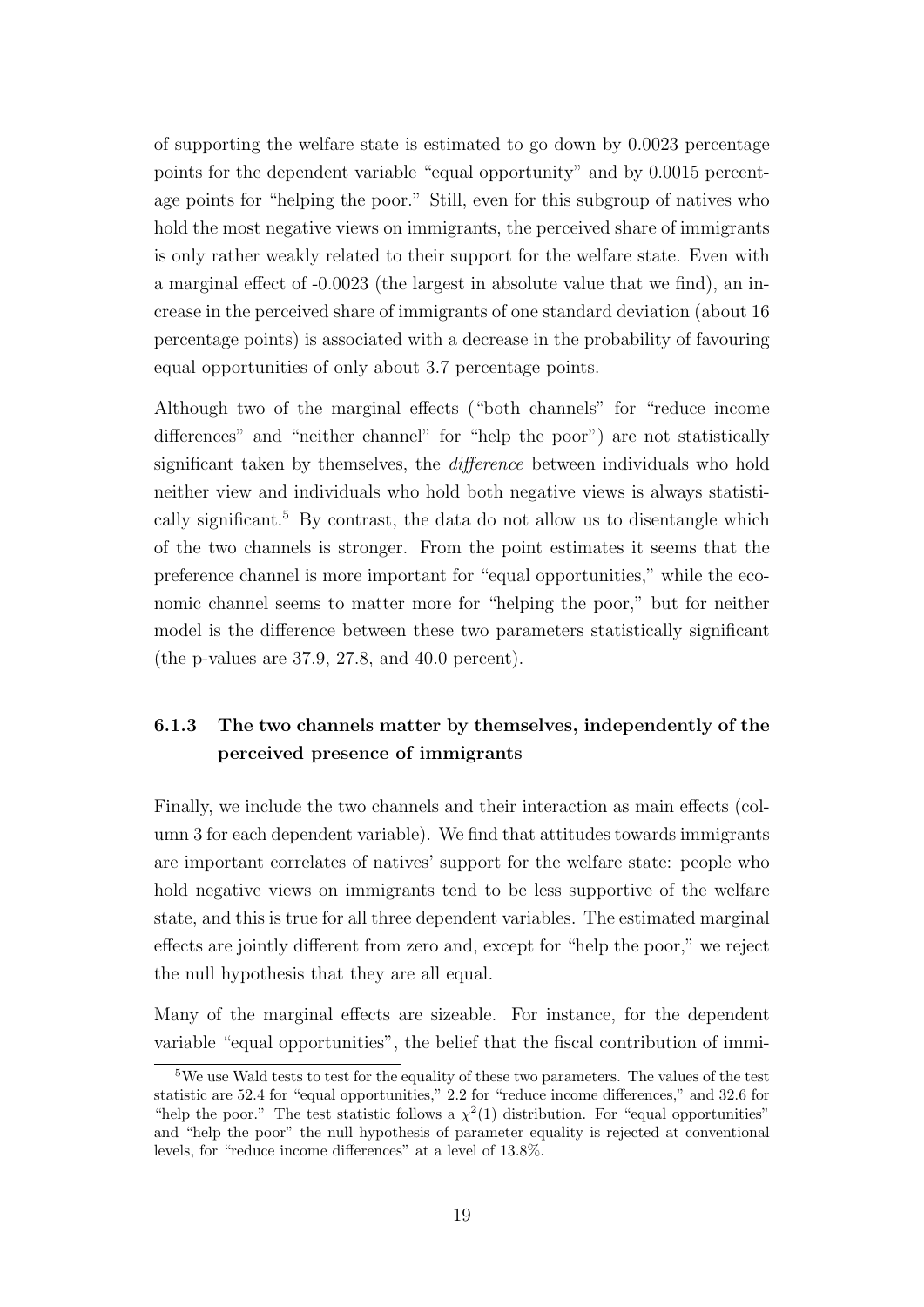of supporting the welfare state is estimated to go down by 0.0023 percentage points for the dependent variable "equal opportunity" and by 0.0015 percentage points for "helping the poor." Still, even for this subgroup of natives who hold the most negative views on immigrants, the perceived share of immigrants is only rather weakly related to their support for the welfare state. Even with a marginal effect of -0.0023 (the largest in absolute value that we find), an increase in the perceived share of immigrants of one standard deviation (about 16 percentage points) is associated with a decrease in the probability of favouring equal opportunities of only about 3.7 percentage points.

Although two of the marginal effects ("both channels" for "reduce income differences" and "neither channel" for "help the poor") are not statistically significant taken by themselves, the *difference* between individuals who hold neither view and individuals who hold both negative views is always statistically significant.[5] By contrast, the data do not allow us to disentangle which of the two channels is stronger. From the point estimates it seems that the preference channel is more important for "equal opportunities," while the economic channel seems to matter more for "helping the poor," but for neither model is the difference between these two parameters statistically significant (the p-values are 37.9, 27.8, and 40.0 percent).

### 6.1.3 The two channels matter by themselves, independently of the perceived presence of immigrants

Finally, we include the two channels and their interaction as main effects (column 3 for each dependent variable). We find that attitudes towards immigrants are important correlates of natives' support for the welfare state: people who hold negative views on immigrants tend to be less supportive of the welfare state, and this is true for all three dependent variables. The estimated marginal effects are jointly different from zero and, except for "help the poor," we reject the null hypothesis that they are all equal.

Many of the marginal effects are sizeable. For instance, for the dependent variable "equal opportunities", the belief that the fiscal contribution of immi-

[5] We use Wald tests to test for the equality of these two parameters. The values of the test statistic are 52.4 for "equal opportunities," 2.2 for "reduce income differences," and 32.6 for "help the poor." The test statistic follows a $\chi^2(1)$ distribution. For "equal opportunities" and "help the poor" the null hypothesis of parameter equality is rejected at conventional levels, for "reduce income differences" at a level of 13.8%.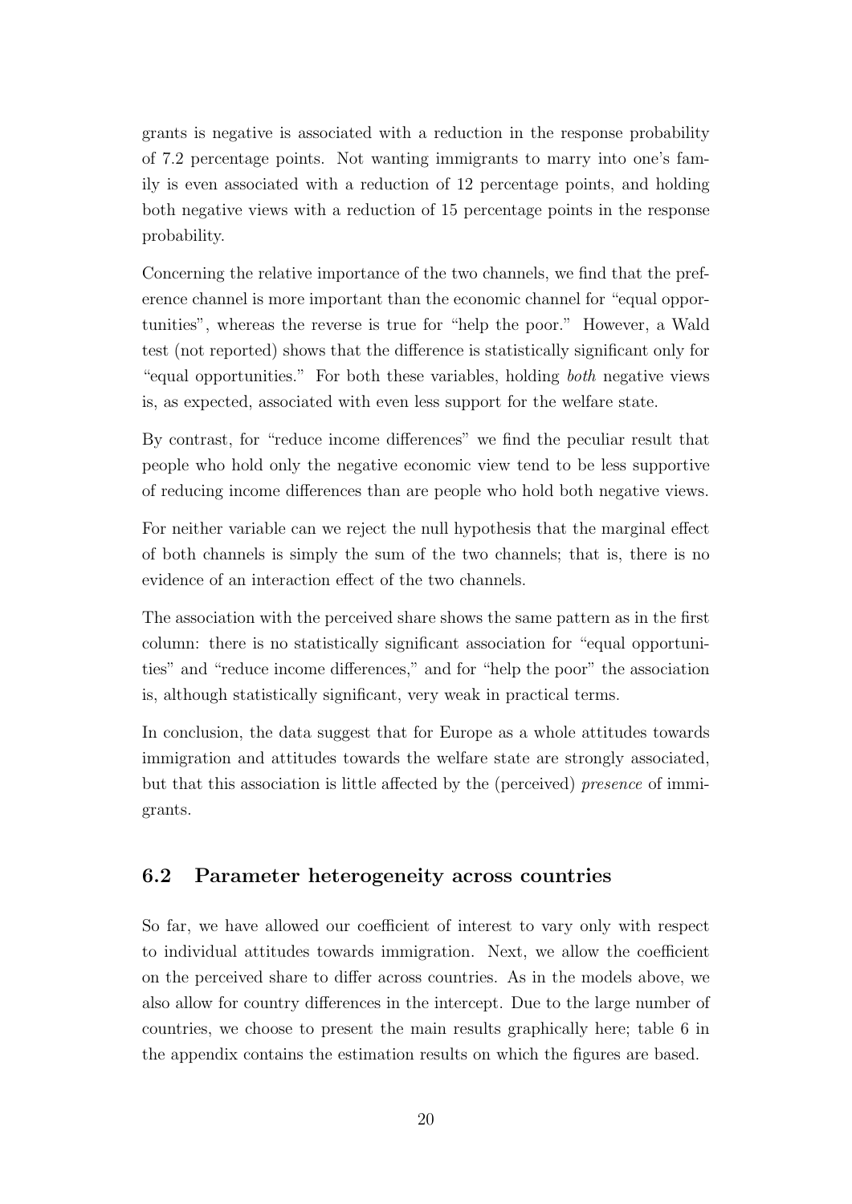grants is negative is associated with a reduction in the response probability of 7.2 percentage points. Not wanting immigrants to marry into one's family is even associated with a reduction of 12 percentage points, and holding both negative views with a reduction of 15 percentage points in the response probability.

Concerning the relative importance of the two channels, we find that the preference channel is more important than the economic channel for "equal opportunities", whereas the reverse is true for "help the poor." However, a Wald test (not reported) shows that the difference is statistically significant only for "equal opportunities." For both these variables, holding *both* negative views is, as expected, associated with even less support for the welfare state.

By contrast, for "reduce income differences" we find the peculiar result that people who hold only the negative economic view tend to be less supportive of reducing income differences than are people who hold both negative views.

For neither variable can we reject the null hypothesis that the marginal effect of both channels is simply the sum of the two channels; that is, there is no evidence of an interaction effect of the two channels.

The association with the perceived share shows the same pattern as in the first column: there is no statistically significant association for "equal opportunities" and "reduce income differences," and for "help the poor" the association is, although statistically significant, very weak in practical terms.

In conclusion, the data suggest that for Europe as a whole attitudes towards immigration and attitudes towards the welfare state are strongly associated, but that this association is little affected by the (perceived) *presence* of immigrants.

## 6.2 Parameter heterogeneity across countries

So far, we have allowed our coefficient of interest to vary only with respect to individual attitudes towards immigration. Next, we allow the coefficient on the perceived share to differ across countries. As in the models above, we also allow for country differences in the intercept. Due to the large number of countries, we choose to present the main results graphically here; table 6 in the appendix contains the estimation results on which the figures are based.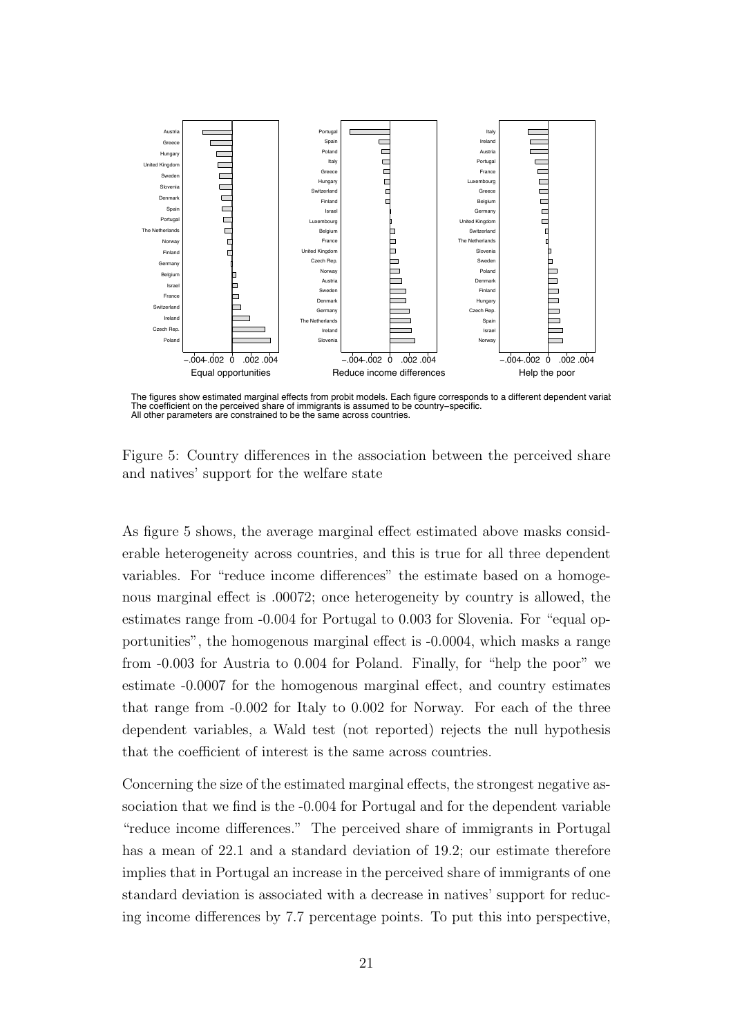The figures show estimated marginal effects from probit models. Each figure corresponds to a different dependent variat
The coefficient on the perceived share of immigrants is assumed to be country–specific.
All other parameters are constrained to be the same across countries.

Figure 5: Country differences in the association between the perceived share and natives' support for the welfare state

As figure 5 shows, the average marginal effect estimated above masks considerable heterogeneity across countries, and this is true for all three dependent variables. For "reduce income differences" the estimate based on a homogenous marginal effect is .00072; once heterogeneity by country is allowed, the estimates range from -0.004 for Portugal to 0.003 for Slovenia. For "equal opportunities", the homogenous marginal effect is -0.0004, which masks a range from -0.003 for Austria to 0.004 for Poland. Finally, for "help the poor" we estimate -0.0007 for the homogenous marginal effect, and country estimates that range from -0.002 for Italy to 0.002 for Norway. For each of the three dependent variables, a Wald test (not reported) rejects the null hypothesis that the coefficient of interest is the same across countries.

Concerning the size of the estimated marginal effects, the strongest negative association that we find is the -0.004 for Portugal and for the dependent variable "reduce income differences." The perceived share of immigrants in Portugal has a mean of 22.1 and a standard deviation of 19.2; our estimate therefore implies that in Portugal an increase in the perceived share of immigrants of one standard deviation is associated with a decrease in natives' support for reducing income differences by 7.7 percentage points. To put this into perspective,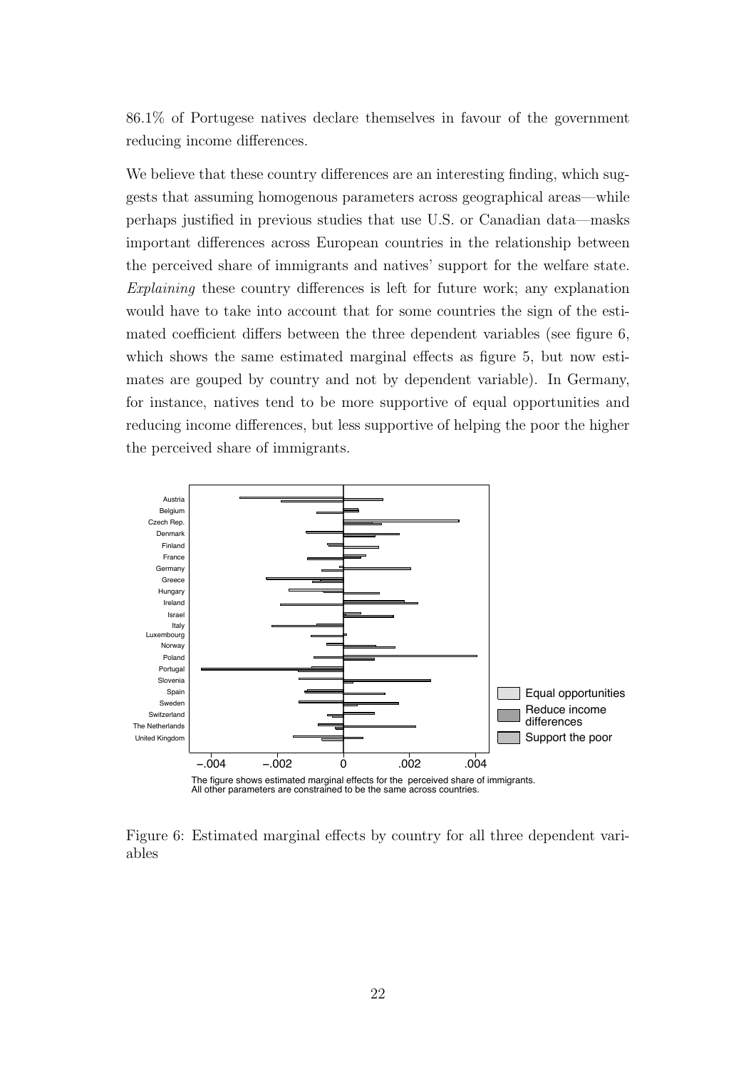86.1% of Portugese natives declare themselves in favour of the government reducing income differences.

We believe that these country differences are an interesting finding, which suggests that assuming homogenous parameters across geographical areas—while perhaps justified in previous studies that use U.S. or Canadian data—masks important differences across European countries in the relationship between the perceived share of immigrants and natives' support for the welfare state. *Explaining* these country differences is left for future work; any explanation would have to take into account that for some countries the sign of the estimated coefficient differs between the three dependent variables (see figure 6, which shows the same estimated marginal effects as figure 5, but now estimates are gouped by country and not by dependent variable). In Germany, for instance, natives tend to be more supportive of equal opportunities and reducing income differences, but less supportive of helping the poor the higher the perceived share of immigrants.

Figure 6: Estimated marginal effects by country for all three dependent variables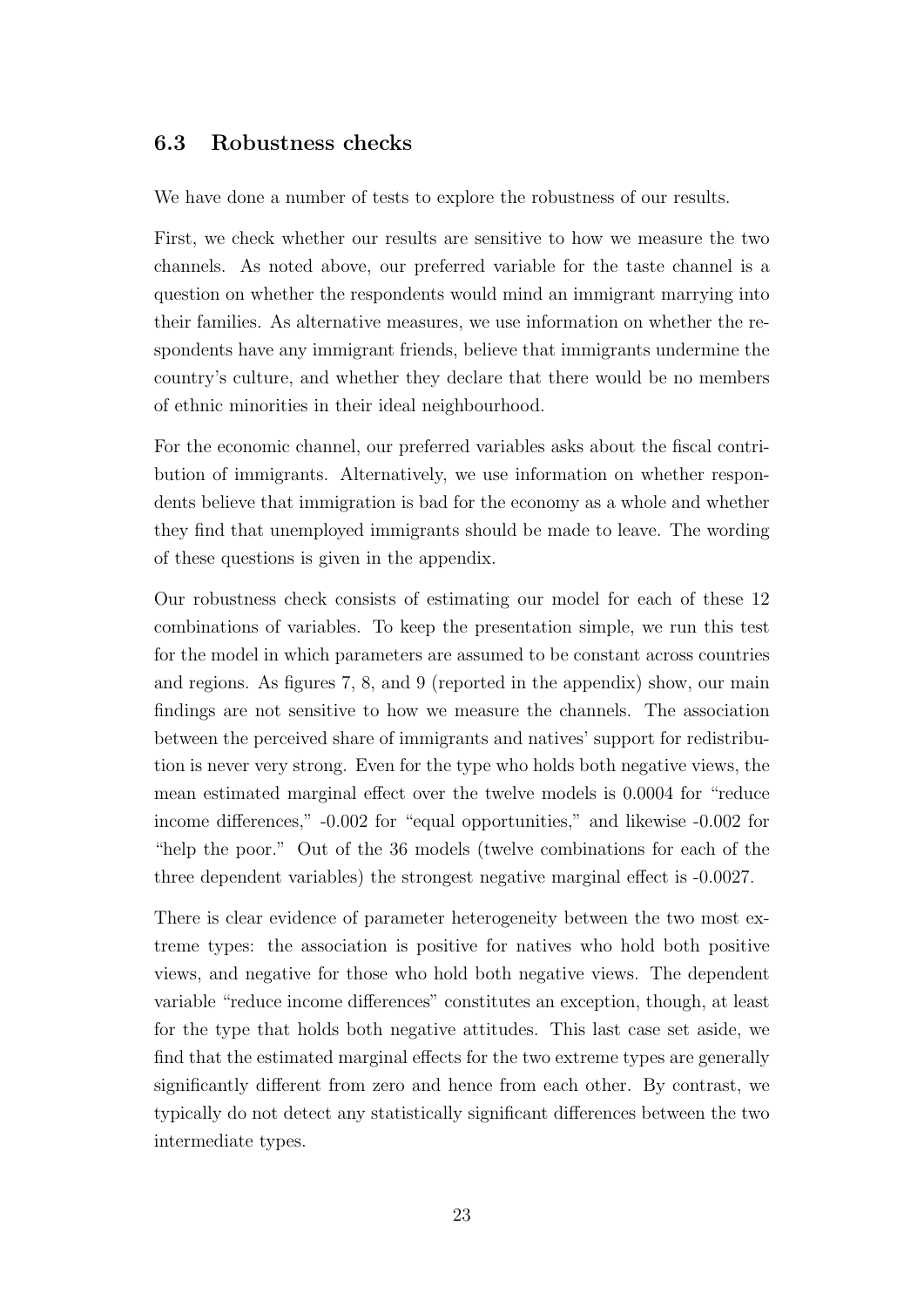### 6.3 Robustness checks

We have done a number of tests to explore the robustness of our results.

First, we check whether our results are sensitive to how we measure the two channels. As noted above, our preferred variable for the taste channel is a question on whether the respondents would mind an immigrant marrying into their families. As alternative measures, we use information on whether the respondents have any immigrant friends, believe that immigrants undermine the country's culture, and whether they declare that there would be no members of ethnic minorities in their ideal neighbourhood.

For the economic channel, our preferred variables asks about the fiscal contribution of immigrants. Alternatively, we use information on whether respondents believe that immigration is bad for the economy as a whole and whether they find that unemployed immigrants should be made to leave. The wording of these questions is given in the appendix.

Our robustness check consists of estimating our model for each of these 12 combinations of variables. To keep the presentation simple, we run this test for the model in which parameters are assumed to be constant across countries and regions. As figures 7, 8, and 9 (reported in the appendix) show, our main findings are not sensitive to how we measure the channels. The association between the perceived share of immigrants and natives' support for redistribution is never very strong. Even for the type who holds both negative views, the mean estimated marginal effect over the twelve models is 0.0004 for "reduce income differences," -0.002 for "equal opportunities," and likewise -0.002 for "help the poor." Out of the 36 models (twelve combinations for each of the three dependent variables) the strongest negative marginal effect is -0.0027.

There is clear evidence of parameter heterogeneity between the two most extreme types: the association is positive for natives who hold both positive views, and negative for those who hold both negative views. The dependent variable "reduce income differences" constitutes an exception, though, at least for the type that holds both negative attitudes. This last case set aside, we find that the estimated marginal effects for the two extreme types are generally significantly different from zero and hence from each other. By contrast, we typically do not detect any statistically significant differences between the two intermediate types.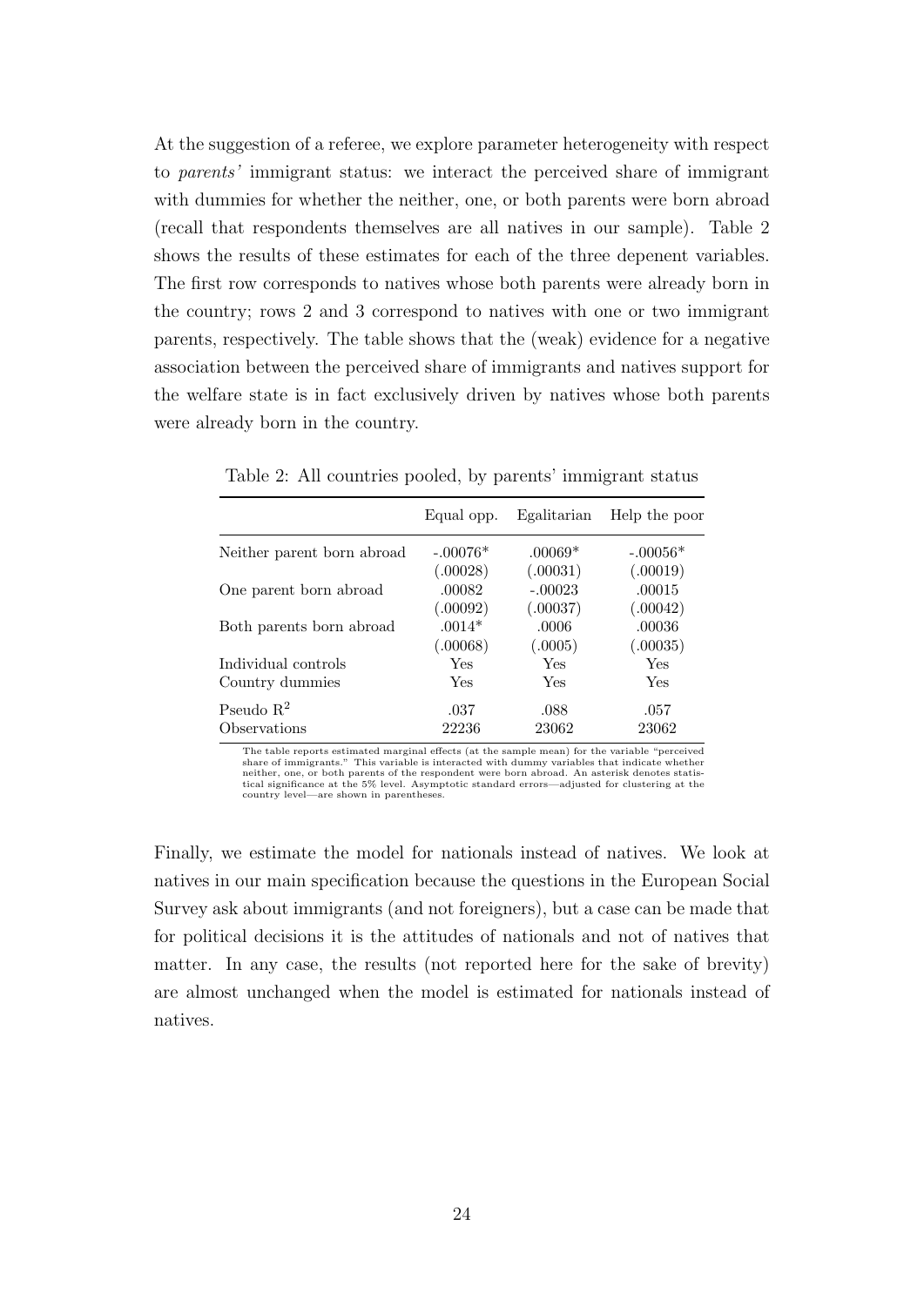At the suggestion of a referee, we explore parameter heterogeneity with respect to *parents'* immigrant status: we interact the perceived share of immigrant with dummies for whether the neither, one, or both parents were born abroad (recall that respondents themselves are all natives in our sample). Table 2 shows the results of these estimates for each of the three depenent variables. The first row corresponds to natives whose both parents were already born in the country; rows 2 and 3 correspond to natives with one or two immigrant parents, respectively. The table shows that the (weak) evidence for a negative association between the perceived share of immigrants and natives support for the welfare state is in fact exclusively driven by natives whose both parents were already born in the country.

Table 2: All countries pooled, by parents' immigrant status

| | Equal opp. | Egalitarian | Help the poor |
|---|---|---|---|
| Neither parent born abroad | -.00076* | .00069* | -.00056* |
| | (.00028) | (.00031) | (.00019) |
| One parent born abroad | .00082 | -.00023 | .00015 |
| | (.00092) | (.00037) | (.00042) |
| Both parents born abroad | .0014* | .0006 | .00036 |
| | (.00068) | (.0005) | (.00035) |
| Individual controls | Yes | Yes | Yes |
| Country dummies | Yes | Yes | Yes |
| Pseudo $R^2$ | .037 | .088 | .057 |
| Observations | 22236 | 23062 | 23062 |

The table reports estimated marginal effects (at the sample mean) for the variable "perceived share of immigrants." This variable is interacted with dummy variables that indicate whether neither, one, or both parents of the respondent were born abroad. An asterisk denotes statistical significance at the 5% level. Asymptotic standard errors—adjusted for clustering at the country level—are shown in parentheses.

Finally, we estimate the model for nationals instead of natives. We look at natives in our main specification because the questions in the European Social Survey ask about immigrants (and not foreigners), but a case can be made that for political decisions it is the attitudes of nationals and not of natives that matter. In any case, the results (not reported here for the sake of brevity) are almost unchanged when the model is estimated for nationals instead of natives.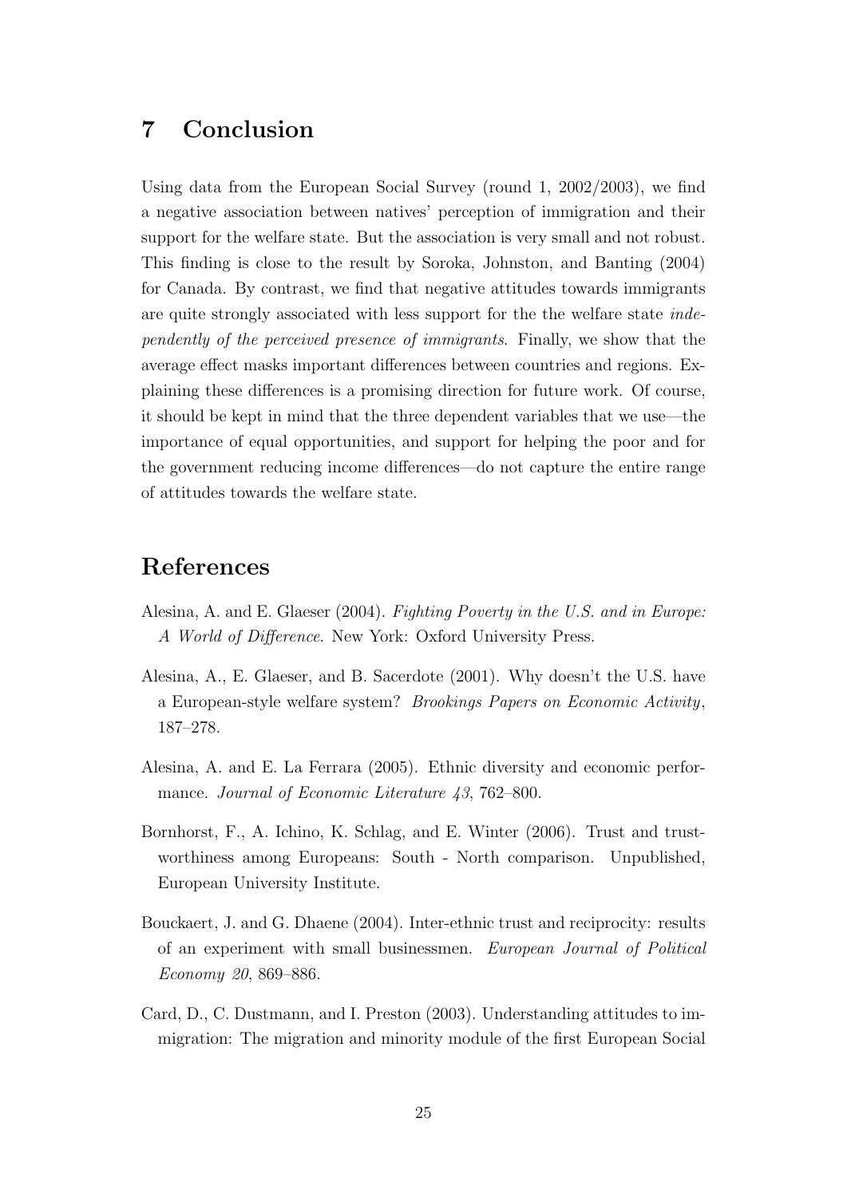## 7 Conclusion

Using data from the European Social Survey (round 1, 2002/2003), we find a negative association between natives' perception of immigration and their support for the welfare state. But the association is very small and not robust. This finding is close to the result by Soroka, Johnston, and Banting (2004) for Canada. By contrast, we find that negative attitudes towards immigrants are quite strongly associated with less support for the the welfare state *independently of the perceived presence of immigrants*. Finally, we show that the average effect masks important differences between countries and regions. Explaining these differences is a promising direction for future work. Of course, it should be kept in mind that the three dependent variables that we use—the importance of equal opportunities, and support for helping the poor and for the government reducing income differences—do not capture the entire range of attitudes towards the welfare state.

## References

Alesina, A. and E. Glaeser (2004). *Fighting Poverty in the U.S. and in Europe: A World of Difference*. New York: Oxford University Press.

Alesina, A., E. Glaeser, and B. Sacerdote (2001). Why doesn't the U.S. have a European-style welfare system? *Brookings Papers on Economic Activity*, 187–278.

Alesina, A. and E. La Ferrara (2005). Ethnic diversity and economic performance. *Journal of Economic Literature 43*, 762–800.

Bornhorst, F., A. Ichino, K. Schlag, and E. Winter (2006). Trust and trustworthiness among Europeans: South - North comparison. Unpublished, European University Institute.

Bouckaert, J. and G. Dhaene (2004). Inter-ethnic trust and reciprocity: results of an experiment with small businessmen. *European Journal of Political Economy 20*, 869–886.

Card, D., C. Dustmann, and I. Preston (2003). Understanding attitudes to immigration: The migration and minority module of the first European Social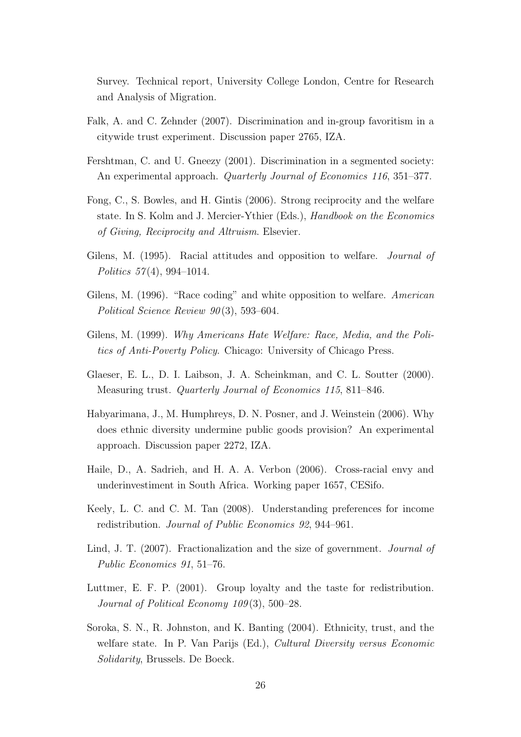Survey. Technical report, University College London, Centre for Research and Analysis of Migration.

Falk, A. and C. Zehnder (2007). Discrimination and in-group favoritism in a citywide trust experiment. Discussion paper 2765, IZA.

Fershtman, C. and U. Gneezy (2001). Discrimination in a segmented society: An experimental approach. *Quarterly Journal of Economics 116*, 351–377.

Fong, C., S. Bowles, and H. Gintis (2006). Strong reciprocity and the welfare state. In S. Kolm and J. Mercier-Ythier (Eds.), *Handbook on the Economics of Giving, Reciprocity and Altruism*. Elsevier.

Gilens, M. (1995). Racial attitudes and opposition to welfare. *Journal of Politics 57*(4), 994–1014.

Gilens, M. (1996). "Race coding" and white opposition to welfare. *American Political Science Review 90*(3), 593–604.

Gilens, M. (1999). *Why Americans Hate Welfare: Race, Media, and the Politics of Anti-Poverty Policy*. Chicago: University of Chicago Press.

Glaeser, E. L., D. I. Laibson, J. A. Scheinkman, and C. L. Soutter (2000). Measuring trust. *Quarterly Journal of Economics 115*, 811–846.

Habyarimana, J., M. Humphreys, D. N. Posner, and J. Weinstein (2006). Why does ethnic diversity undermine public goods provision? An experimental approach. Discussion paper 2272, IZA.

Haile, D., A. Sadrieh, and H. A. A. Verbon (2006). Cross-racial envy and underinvestiment in South Africa. Working paper 1657, CESifo.

Keely, L. C. and C. M. Tan (2008). Understanding preferences for income redistribution. *Journal of Public Economics 92*, 944–961.

Lind, J. T. (2007). Fractionalization and the size of government. *Journal of Public Economics 91*, 51–76.

Luttmer, E. F. P. (2001). Group loyalty and the taste for redistribution. *Journal of Political Economy 109*(3), 500–28.

Soroka, S. N., R. Johnston, and K. Banting (2004). Ethnicity, trust, and the welfare state. In P. Van Parijs (Ed.), *Cultural Diversity versus Economic Solidarity*, Brussels. De Boeck.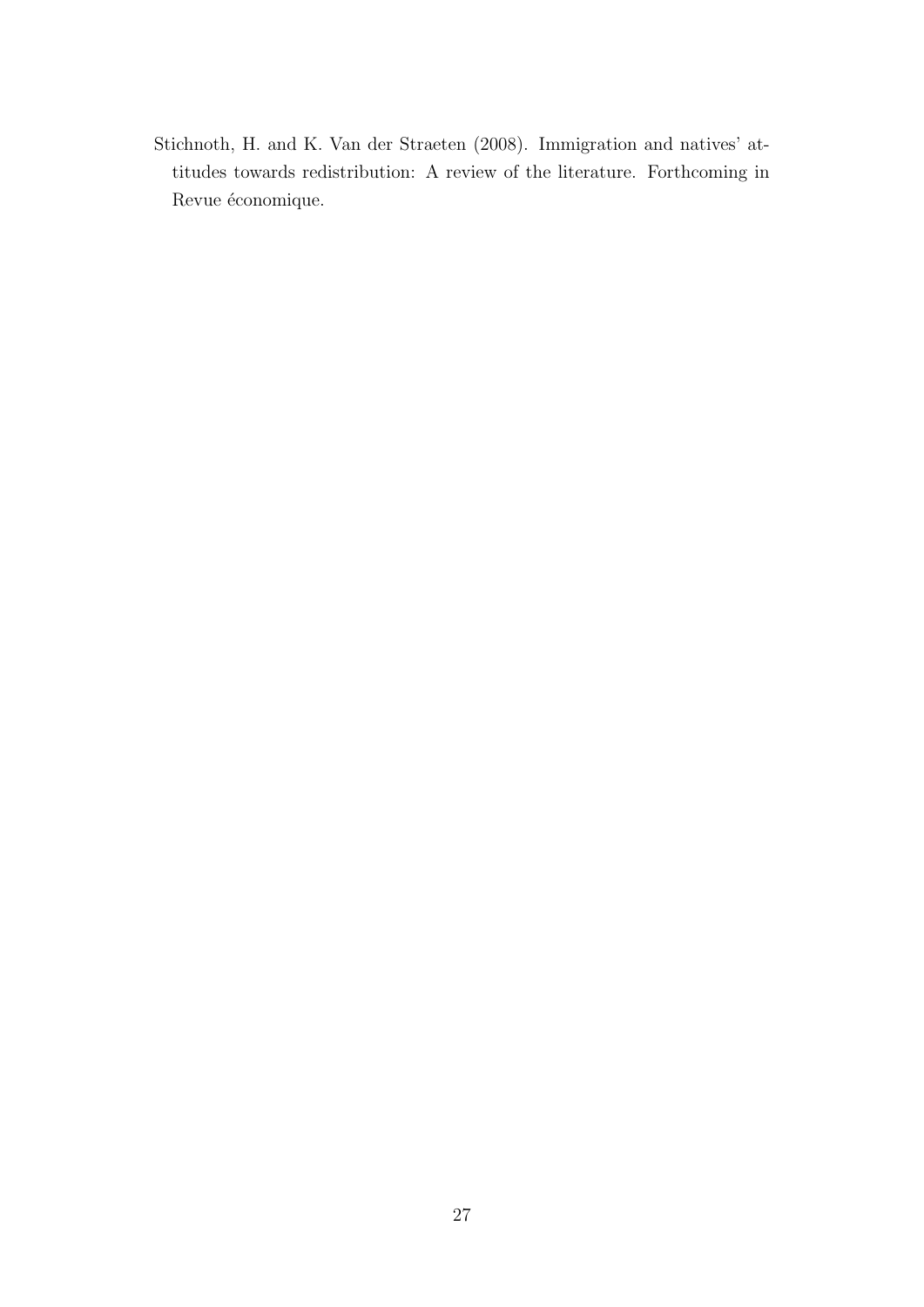Stichnoth, H. and K. Van der Straeten (2008). Immigration and natives' attitudes towards redistribution: A review of the literature. Forthcoming in Revue économique.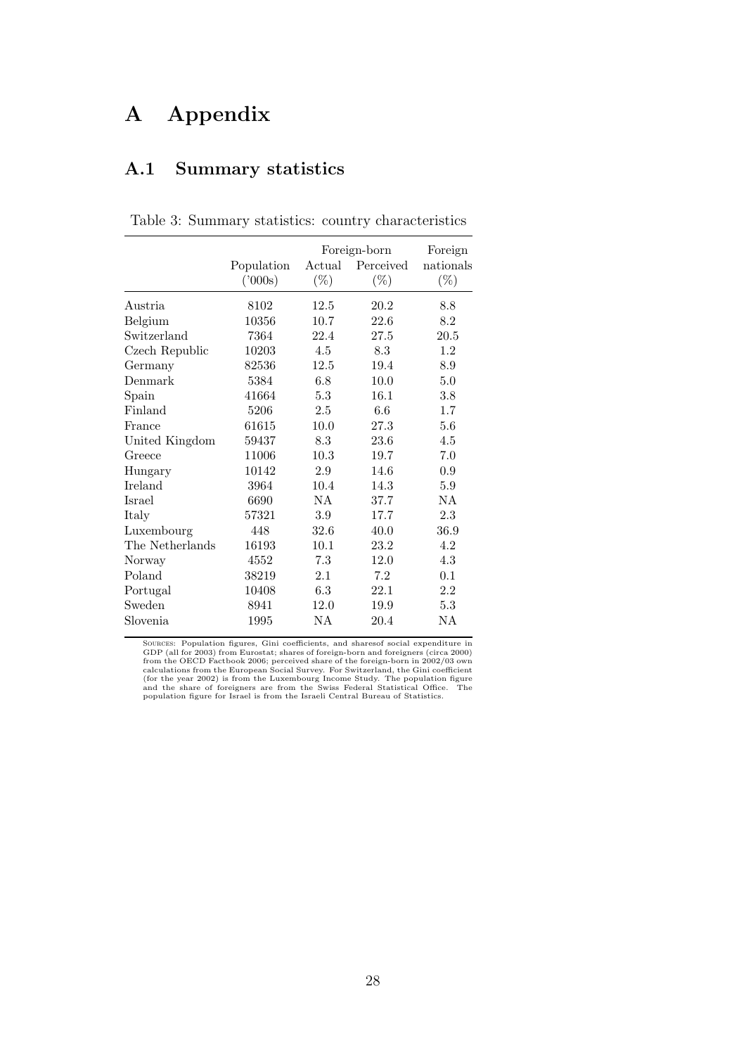# A Appendix

## A.1 Summary statistics

Table 3: Summary statistics: country characteristics

| | Population | Foreign-born | | Foreign |
|---|---|---|---|---|
| | | Actual | Perceived | nationals |
| | ('000s) | (%) | (%) | (%) |
| Austria | 8102 | 12.5 | 20.2 | 8.8 |
| Belgium | 10356 | 10.7 | 22.6 | 8.2 |
| Switzerland | 7364 | 22.4 | 27.5 | 20.5 |
| Czech Republic | 10203 | 4.5 | 8.3 | 1.2 |
| Germany | 82536 | 12.5 | 19.4 | 8.9 |
| Denmark | 5384 | 6.8 | 10.0 | 5.0 |
| Spain | 41664 | 5.3 | 16.1 | 3.8 |
| Finland | 5206 | 2.5 | 6.6 | 1.7 |
| France | 61615 | 10.0 | 27.3 | 5.6 |
| United Kingdom | 59437 | 8.3 | 23.6 | 4.5 |
| Greece | 11006 | 10.3 | 19.7 | 7.0 |
| Hungary | 10142 | 2.9 | 14.6 | 0.9 |
| Ireland | 3964 | 10.4 | 14.3 | 5.9 |
| Israel | 6690 | NA | 37.7 | NA |
| Italy | 57321 | 3.9 | 17.7 | 2.3 |
| Luxembourg | 448 | 32.6 | 40.0 | 36.9 |
| The Netherlands | 16193 | 10.1 | 23.2 | 4.2 |
| Norway | 4552 | 7.3 | 12.0 | 4.3 |
| Poland | 38219 | 2.1 | 7.2 | 0.1 |
| Portugal | 10408 | 6.3 | 22.1 | 2.2 |
| Sweden | 8941 | 12.0 | 19.9 | 5.3 |
| Slovenia | 1995 | NA | 20.4 | NA |

Sources: Population figures, Gini coefficients, and sharesof social expenditure in GDP (all for 2003) from Eurostat; shares of foreign-born and foreigners (circa 2000) from the OECD Factbook 2006; perceived share of the foreign-born in 2002/03 own calculations from the European Social Survey. For Switzerland, the Gini coefficient (for the year 2002) is from the Luxembourg Income Study. The population figure and the share of foreigners are from the Swiss Federal Statistical Office. The population figure for Israel is from the Israeli Central Bureau of Statistics.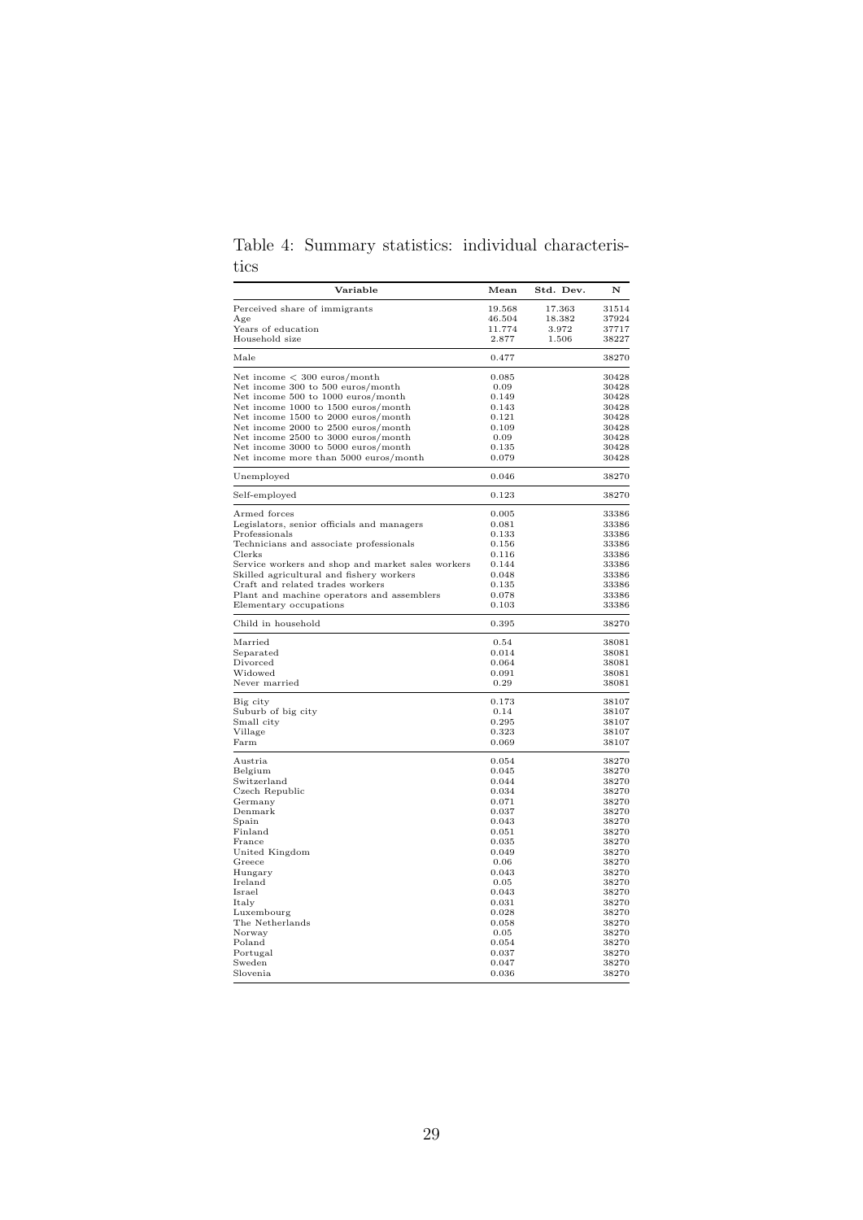Table 4: Summary statistics: individual characteristics

| Variable | Mean | Std. Dev. | N |
|---|---|---|---|
| Perceived share of immigrants | 19.568 | 17.363 | 31514 |
| Age | 46.504 | 18.382 | 37924 |
| Years of education | 11.774 | 3.972 | 37717 |
| Household size | 2.877 | 1.506 | 38227 |
| Male | 0.477 | | 38270 |
| Net income < 300 euros/month | 0.085 | | 30428 |
| Net income 300 to 500 euros/month | 0.09 | | 30428 |
| Net income 500 to 1000 euros/month | 0.149 | | 30428 |
| Net income 1000 to 1500 euros/month | 0.143 | | 30428 |
| Net income 1500 to 2000 euros/month | 0.121 | | 30428 |
| Net income 2000 to 2500 euros/month | 0.109 | | 30428 |
| Net income 2500 to 3000 euros/month | 0.09 | | 30428 |
| Net income 3000 to 5000 euros/month | 0.135 | | 30428 |
| Net income more than 5000 euros/month | 0.079 | | 30428 |
| Unemployed | 0.046 | | 38270 |
| Self-employed | 0.123 | | 38270 |
| Armed forces | 0.005 | | 33386 |
| Legislators, senior officials and managers | 0.081 | | 33386 |
| Professionals | 0.133 | | 33386 |
| Technicians and associate professionals | 0.156 | | 33386 |
| Clerks | 0.116 | | 33386 |
| Service workers and shop and market sales workers | 0.144 | | 33386 |
| Skilled agricultural and fishery workers | 0.048 | | 33386 |
| Craft and related trades workers | 0.135 | | 33386 |
| Plant and machine operators and assemblers | 0.078 | | 33386 |
| Elementary occupations | 0.103 | | 33386 |
| Child in household | 0.395 | | 38270 |
| Married | 0.54 | | 38081 |
| Separated | 0.014 | | 38081 |
| Divorced | 0.064 | | 38081 |
| Widowed | 0.091 | | 38081 |
| Never married | 0.29 | | 38081 |
| Big city | 0.173 | | 38107 |
| Suburb of big city | 0.14 | | 38107 |
| Small city | 0.295 | | 38107 |
| Village | 0.323 | | 38107 |
| Farm | 0.069 | | 38107 |
| Austria | 0.054 | | 38270 |
| Belgium | 0.045 | | 38270 |
| Switzerland | 0.044 | | 38270 |
| Czech Republic | 0.034 | | 38270 |
| Germany | 0.071 | | 38270 |
| Denmark | 0.037 | | 38270 |
| Spain | 0.043 | | 38270 |
| Finland | 0.051 | | 38270 |
| France | 0.035 | | 38270 |
| United Kingdom | 0.049 | | 38270 |
| Greece | 0.06 | | 38270 |
| Hungary | 0.043 | | 38270 |
| Ireland | 0.05 | | 38270 |
| Israel | 0.043 | | 38270 |
| Italy | 0.031 | | 38270 |
| Luxembourg | 0.028 | | 38270 |
| The Netherlands | 0.058 | | 38270 |
| Norway | 0.05 | | 38270 |
| Poland | 0.054 | | 38270 |
| Portugal | 0.037 | | 38270 |
| Sweden | 0.047 | | 38270 |
| Slovenia | 0.036 | | 38270 |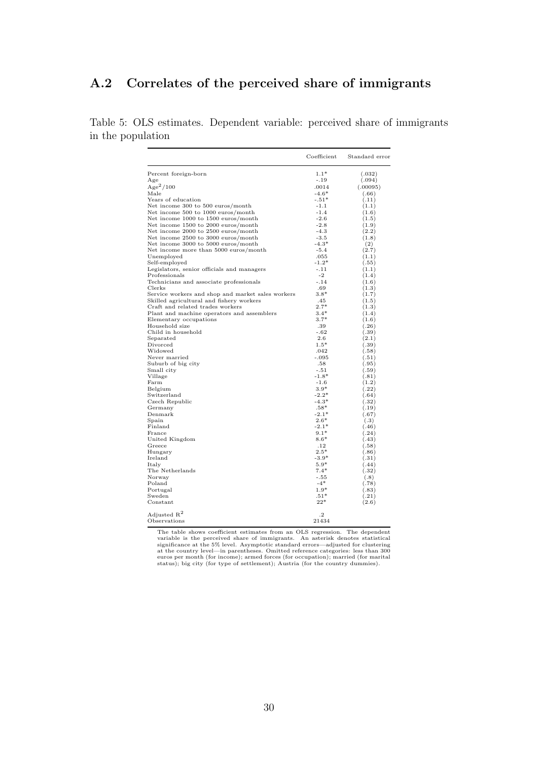## A.2 Correlates of the perceived share of immigrants

Table 5: OLS estimates. Dependent variable: perceived share of immigrants in the population

| | Coefficient | Standard error |
|---|---|---|
| Percent foreign-born | 1.1* | (.032) |
| Age | -.19 | (.094) |
| $Age^2/100$ | .0014 | (.00095) |
| Male | -4.6* | (.66) |
| Years of education | -.51* | (.11) |
| Net income 300 to 500 euros/month | -1.1 | (1.1) |
| Net income 500 to 1000 euros/month | -1.4 | (1.6) |
| Net income 1000 to 1500 euros/month | -2.6 | (1.5) |
| Net income 1500 to 2000 euros/month | -2.8 | (1.9) |
| Net income 2000 to 2500 euros/month | -4.3 | (2.2) |
| Net income 2500 to 3000 euros/month | -3.5 | (1.8) |
| Net income 3000 to 5000 euros/month | -4.3* | (2) |
| Net income more than 5000 euros/month | -5.4 | (2.7) |
| Unemployed | .055 | (1.1) |
| Self-employed | -1.2* | (.55) |
| Legislators, senior officials and managers | -.11 | (1.1) |
| Professionals | -2 | (1.4) |
| Technicians and associate professionals | -.14 | (1.6) |
| Clerks | .69 | (1.3) |
| Service workers and shop and market sales workers | 3.8* | (1.7) |
| Skilled agricultural and fishery workers | .45 | (1.5) |
| Craft and related trades workers | 2.7* | (1.3) |
| Plant and machine operators and assemblers | 3.4* | (1.4) |
| Elementary occupations | 3.7* | (1.6) |
| Household size | .39 | (.26) |
| Child in household | -.62 | (.39) |
| Separated | 2.6 | (2.1) |
| Divorced | 1.5* | (.39) |
| Widowed | .042 | (.58) |
| Never married | -.095 | (.51) |
| Suburb of big city | .58 | (.95) |
| Small city | -.51 | (.59) |
| Village | -1.8* | (.81) |
| Farm | -1.6 | (1.2) |
| Belgium | 3.9* | (.22) |
| Switzerland | -2.2* | (.64) |
| Czech Republic | -4.3* | (.32) |
| Germany | .58* | (.19) |
| Denmark | -2.1* | (.67) |
| Spain | 2.6* | (.3) |
| Finland | -2.1* | (.46) |
| France | 9.1* | (.24) |
| United Kingdom | 8.6* | (.43) |
| Greece | .12 | (.58) |
| Hungary | 2.5* | (.86) |
| Ireland | -3.9* | (.31) |
| Italy | 5.9* | (.44) |
| The Netherlands | 7.4* | (.32) |
| Norway | -.55 | (.8) |
| Poland | -4* | (.78) |
| Portugal | 1.9* | (.83) |
| Sweden | .51* | (.21) |
| Constant | 22* | (2.6) |
| Adjusted $R^2$ | .2 | |
| Observations | 21434 | |

The table shows coefficient estimates from an OLS regression. The dependent variable is the perceived share of immigrants. An asterisk denotes statistical significance at the 5% level. Asymptotic standard errors—adjusted for clustering at the country level—in parentheses. Omitted reference categories: less than 300 euros per month (for income); armed forces (for occupation); married (for marital status); big city (for type of settlement); Austria (for the country dummies).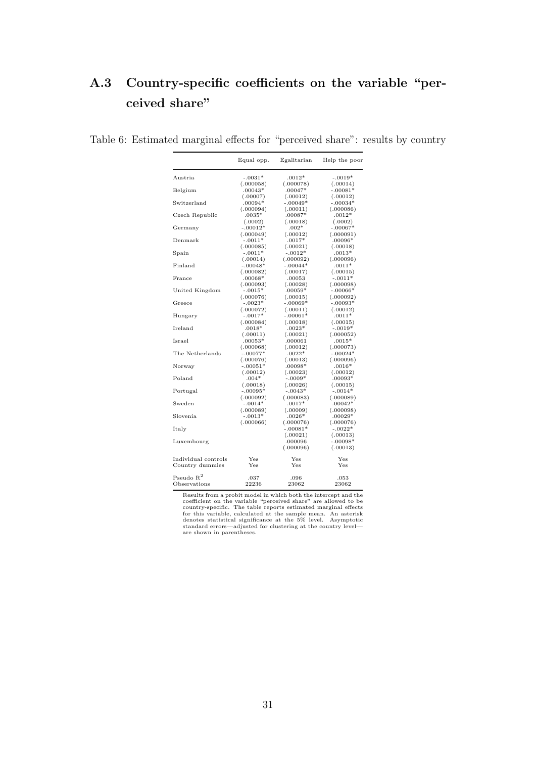## A.3 Country-specific coefficients on the variable "perceived share"

Table 6: Estimated marginal effects for "perceived share": results by country

| | Equal opp. | Egalitarian | Help the poor |
|---|---|---|---|
| Austria | -.0031* | .0012* | -.0019* |
| | (.000058) | (.000078) | (.00014) |
| Belgium | .00043* | .00047* | -.00081* |
| | (.00007) | (.00012) | (.00012) |
| Switzerland | .00094* | -.00049* | -.00034* |
| | (.000094) | (.00011) | (.000086) |
| Czech Republic | .0035* | .00087* | .0012* |
| | (.0002) | (.00018) | (.0002) |
| Germany | -.00012* | .002* | -.00067* |
| | (.000049) | (.00012) | (.000091) |
| Denmark | -.0011* | .0017* | .00096* |
| | (.000085) | (.00021) | (.00018) |
| Spain | -.0011* | -.0012* | .0013* |
| | (.00014) | (.000092) | (.000096) |
| Finland | -.00048* | -.00044* | .0011* |
| | (.000082) | (.00017) | (.00015) |
| France | .00068* | .00053 | -.0011* |
| | (.000093) | (.00028) | (.000098) |
| United Kingdom | -.0015* | .00059* | -.00066* |
| | (.000076) | (.00015) | (.000092) |
| Greece | -.0023* | -.00069* | -.00093* |
| | (.000072) | (.00011) | (.00012) |
| Hungary | -.0017* | -.00061* | .0011* |
| | (.000084) | (.00018) | (.00015) |
| Ireland | .0018* | .0023* | -.0019* |
| | (.00011) | (.00021) | (.000052) |
| Israel | .00053* | .000061 | .0015* |
| | (.000068) | (.00012) | (.000073) |
| The Netherlands | -.00077* | .0022* | -.00024* |
| | (.000076) | (.00013) | (.000096) |
| Norway | -.00051* | .00098* | .0016* |
| | (.00012) | (.00023) | (.00012) |
| Poland | .004* | -.0009* | .00093* |
| | (.00018) | (.00026) | (.00015) |
| Portugal | -.00095* | -.0043* | -.0014* |
| | (.000092) | (.000083) | (.000089) |
| Sweden | -.0014* | .0017* | .00042* |
| | (.000089) | (.00009) | (.000098) |
| Slovenia | -.0013* | .0026* | .00029* |
| | (.000066) | (.000076) | (.000076) |
| Italy | | -.00081* | -.0022* |
| | | (.00021) | (.00013) |
| Luxembourg | | .000096 | -.00098* |
| | | (.000096) | (.00013) |
| Individual controls | Yes | Yes | Yes |
| Country dummies | Yes | Yes | Yes |
| Pseudo $R^2$ | .037 | .096 | .053 |
| Observations | 22236 | 23062 | 23062 |

Results from a probit model in which both the intercept and the coefficient on the variable "perceived share" are allowed to be country-specific. The table reports estimated marginal effects for this variable, calculated at the sample mean. An asterisk denotes statistical significance at the 5% level. Asymptotic standard errors—adjusted for clustering at the country level—are shown in parentheses.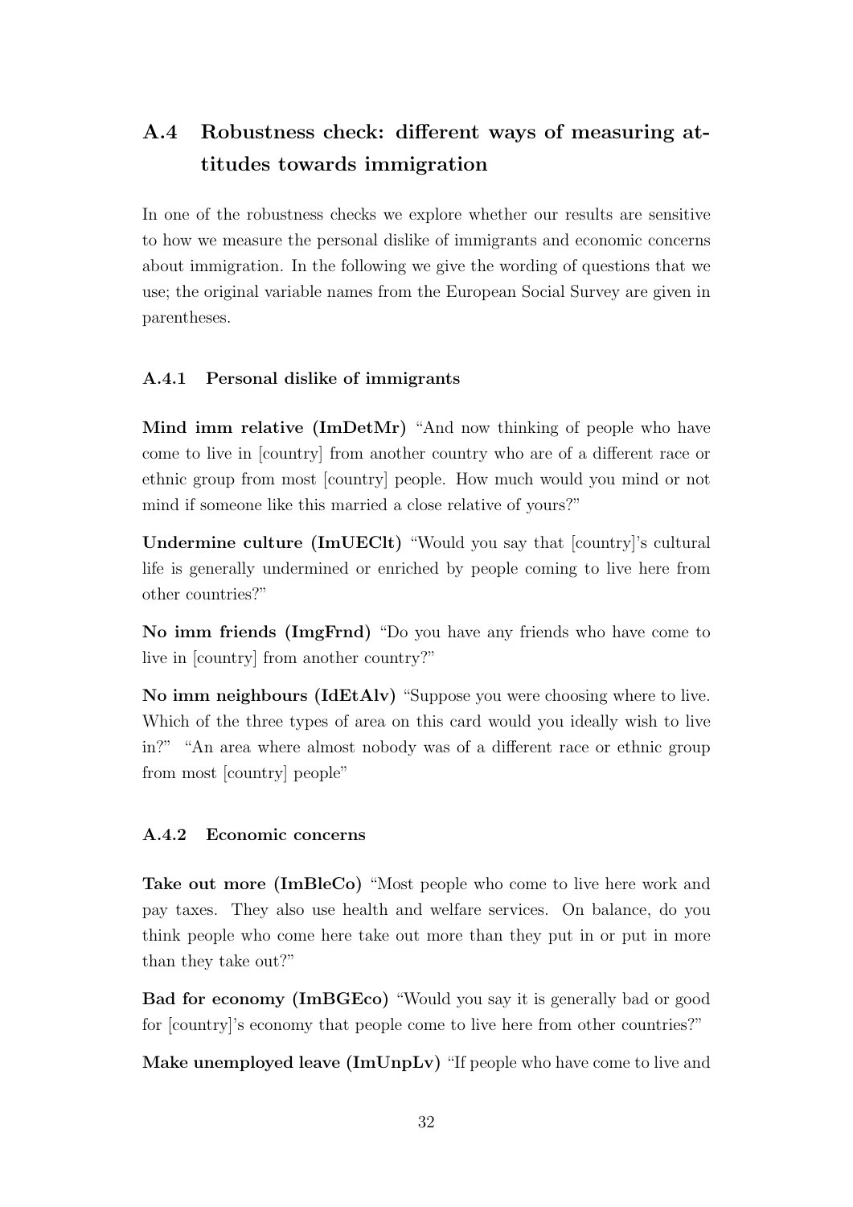## A.4 Robustness check: different ways of measuring attitudes towards immigration

In one of the robustness checks we explore whether our results are sensitive to how we measure the personal dislike of immigrants and economic concerns about immigration. In the following we give the wording of questions that we use; the original variable names from the European Social Survey are given in parentheses.

### A.4.1 Personal dislike of immigrants

**Mind imm relative (ImDetMr)** "And now thinking of people who have come to live in [country] from another country who are of a different race or ethnic group from most [country] people. How much would you mind or not mind if someone like this married a close relative of yours?"

**Undermine culture (ImUEClt)** "Would you say that [country]'s cultural life is generally undermined or enriched by people coming to live here from other countries?"

**No imm friends (ImgFrnd)** "Do you have any friends who have come to live in [country] from another country?"

**No imm neighbours (IdEtAlv)** "Suppose you were choosing where to live. Which of the three types of area on this card would you ideally wish to live in?" "An area where almost nobody was of a different race or ethnic group from most [country] people"

### A.4.2 Economic concerns

**Take out more (ImBleCo)** "Most people who come to live here work and pay taxes. They also use health and welfare services. On balance, do you think people who come here take out more than they put in or put in more than they take out?"

**Bad for economy (ImBGEco)** "Would you say it is generally bad or good for [country]'s economy that people come to live here from other countries?"

**Make unemployed leave (ImUnpLv)** "If people who have come to live and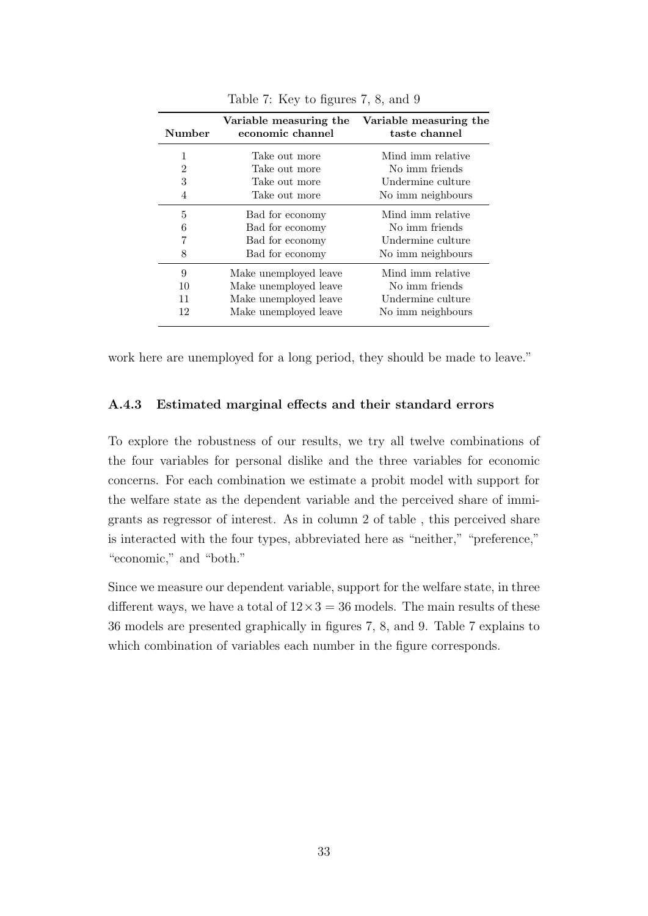Table 7: Key to figures 7, 8, and 9

| Number | Variable measuring the economic channel | Variable measuring the taste channel |
|---|---|---|
| 1 | Take out more | Mind imm relative |
| 2 | Take out more | No imm friends |
| 3 | Take out more | Undermine culture |
| 4 | Take out more | No imm neighbours |
| 5 | Bad for economy | Mind imm relative |
| 6 | Bad for economy | No imm friends |
| 7 | Bad for economy | Undermine culture |
| 8 | Bad for economy | No imm neighbours |
| 9 | Make unemployed leave | Mind imm relative |
| 10 | Make unemployed leave | No imm friends |
| 11 | Make unemployed leave | Undermine culture |
| 12 | Make unemployed leave | No imm neighbours |

work here are unemployed for a long period, they should be made to leave."

### A.4.3 Estimated marginal effects and their standard errors

To explore the robustness of our results, we try all twelve combinations of the four variables for personal dislike and the three variables for economic concerns. For each combination we estimate a probit model with support for the welfare state as the dependent variable and the perceived share of immigrants as regressor of interest. As in column 2 of table , this perceived share is interacted with the four types, abbreviated here as "neither," "preference," "economic," and "both."

Since we measure our dependent variable, support for the welfare state, in three different ways, we have a total of $12 \times 3 = 36$ models. The main results of these 36 models are presented graphically in figures 7, 8, and 9. Table 7 explains to which combination of variables each number in the figure corresponds.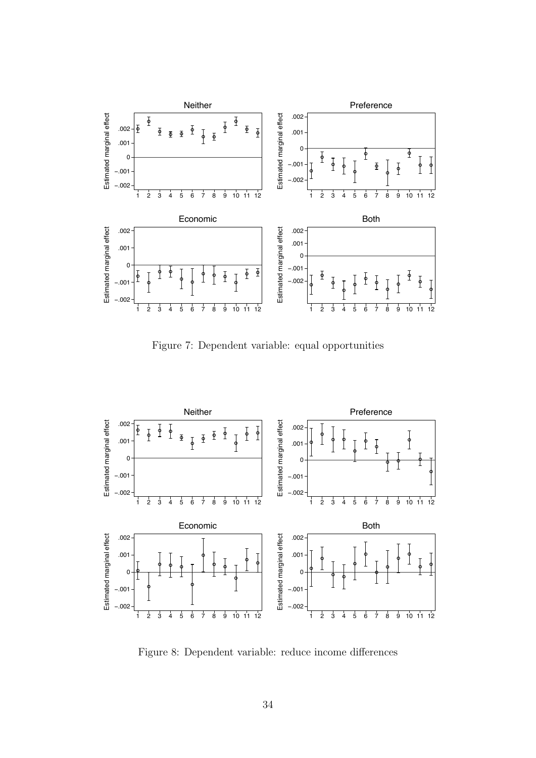Figure 7: Dependent variable: equal opportunities

Figure 8: Dependent variable: reduce income differences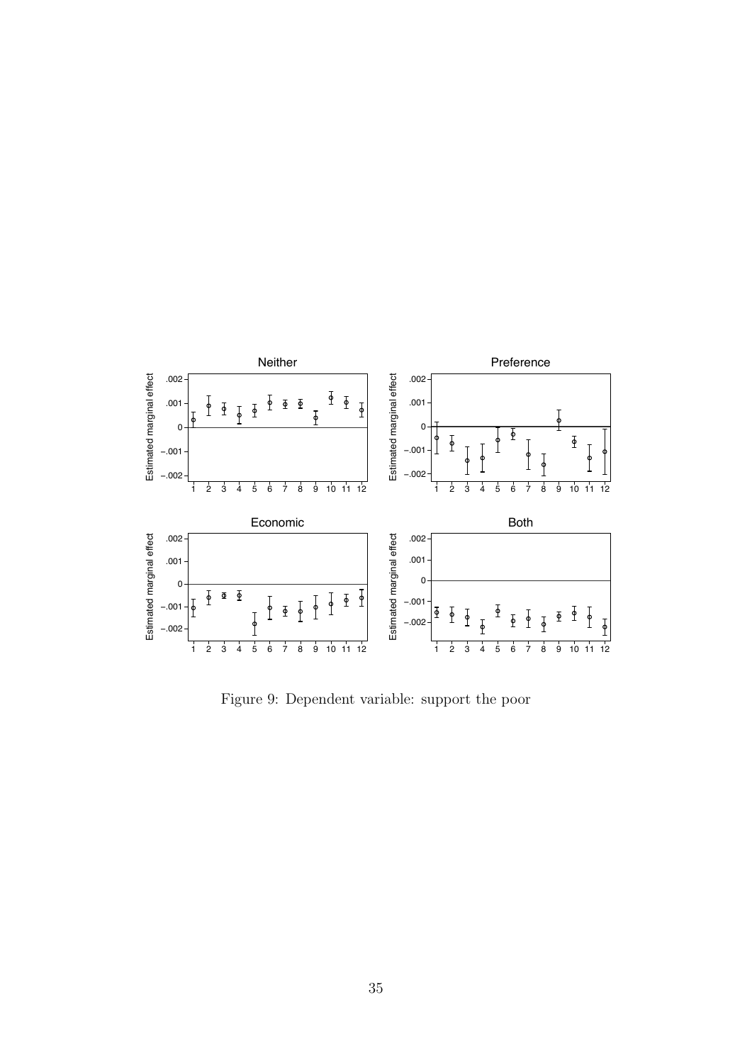Neither

Estimated marginal effect

.002
.001
0
−.001
−.002

1 2 3 4 5 6 7 8 9 10 11 12

Preference

Estimated marginal effect

.002
.001
0
−.001
−.002

1 2 3 4 5 6 7 8 9 10 11 12

Economic

Estimated marginal effect

.002
.001
0
−.001
−.002

1 2 3 4 5 6 7 8 9 10 11 12

Both

Estimated marginal effect

.002
.001
0
−.001
−.002

1 2 3 4 5 6 7 8 9 10 11 12

Figure 9: Dependent variable: support the poor